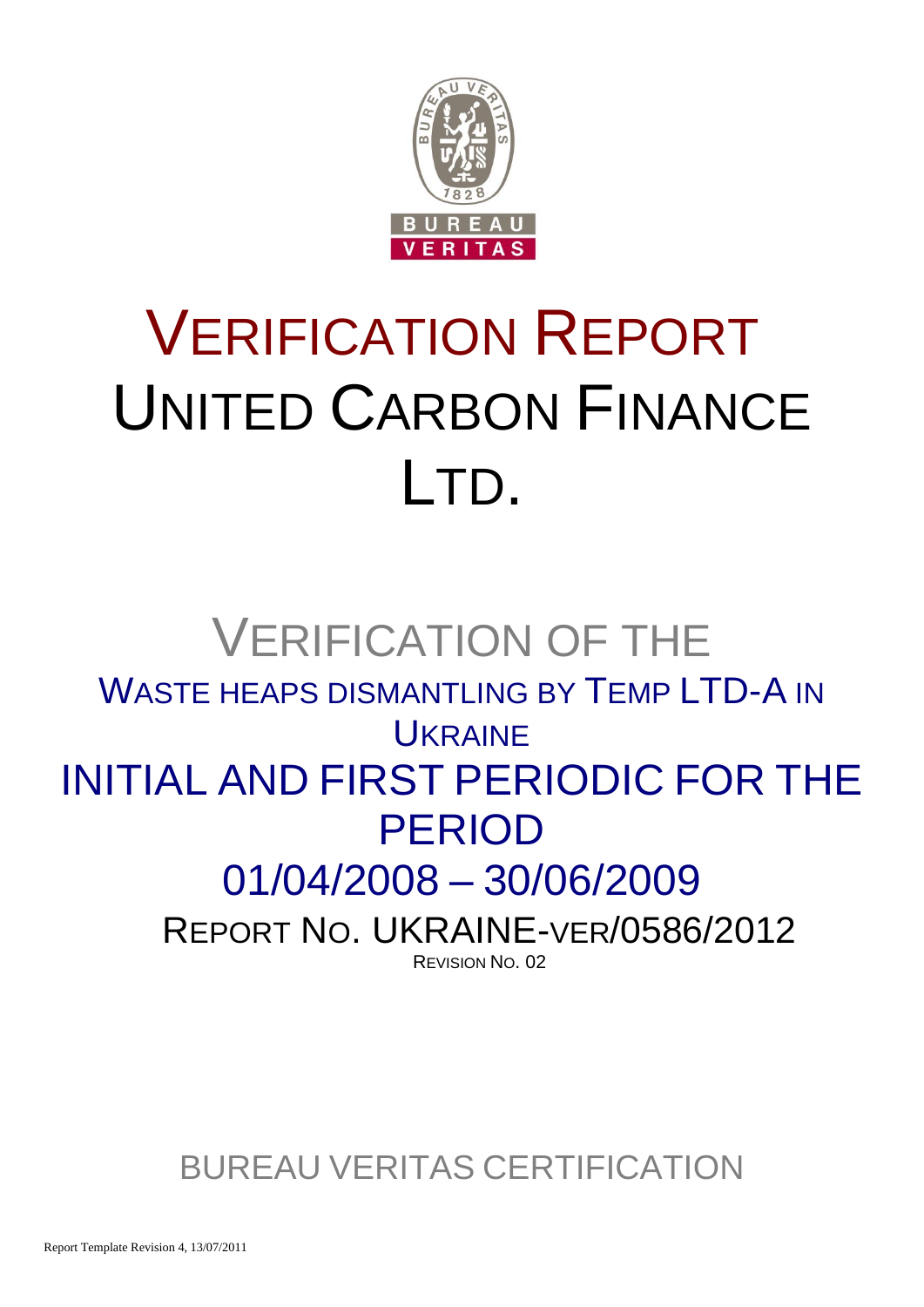# VERIFICATION REPORT UNITED CARBON FINANCE LTD.

## VERIFICATION OF THE

### WASTE HEAPS DISMANTLING BY TEMP LTD-A IN UKRAINE

## INITIAL AND FIRST PERIODIC FOR THE PERIOD 01/04/2008 – 30/06/2009

REPORT NO. UKRAINE-VER/0586/2012

REVISION NO. 02

BUREAU VERITAS CERTIFICATION

Report Template Revision 4, 13/07/2011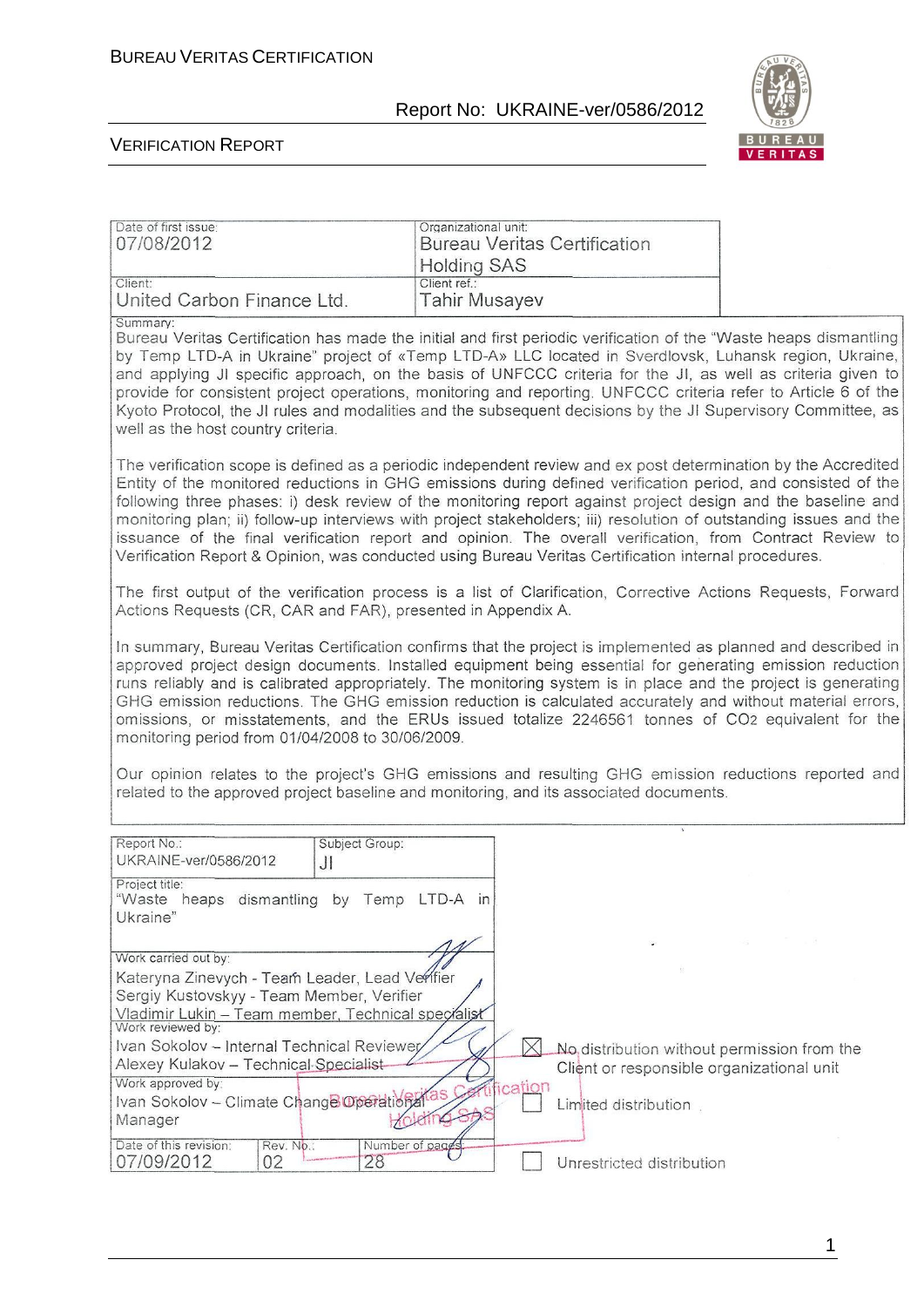| Date of first issue: 07/08/2012 | Organizational unit: Bureau Veritas Certification Holding SAS |
|---|---|
| Client: United Carbon Finance Ltd. | Client ref.: Tahir Musayev |

Summary:

Bureau Veritas Certification has made the initial and first periodic verification of the "Waste heaps dismantling by Temp LTD-A in Ukraine" project of «Temp LTD-A» LLC located in Sverdlovsk, Luhansk region, Ukraine, and applying JI specific approach, on the basis of UNFCCC criteria for the JI, as well as criteria given to provide for consistent project operations, monitoring and reporting. UNFCCC criteria refer to Article 6 of the Kyoto Protocol, the JI rules and modalities and the subsequent decisions by the JI Supervisory Committee, as well as the host country criteria.

The verification scope is defined as a periodic independent review and ex post determination by the Accredited Entity of the monitored reductions in GHG emissions during defined verification period, and consisted of the following three phases: i) desk review of the monitoring report against project design and the baseline and monitoring plan; ii) follow-up interviews with project stakeholders; iii) resolution of outstanding issues and the issuance of the final verification report and opinion. The overall verification, from Contract Review to Verification Report & Opinion, was conducted using Bureau Veritas Certification internal procedures.

The first output of the verification process is a list of Clarification, Corrective Actions Requests, Forward Actions Requests (CR, CAR and FAR), presented in Appendix A.

In summary, Bureau Veritas Certification confirms that the project is implemented as planned and described in approved project design documents. Installed equipment being essential for generating emission reduction runs reliably and is calibrated appropriately. The monitoring system is in place and the project is generating GHG emission reductions. The GHG emission reduction is calculated accurately and without material errors, omissions, or misstatements, and the ERUs issued totalize 2246561 tonnes of $CO_2$ equivalent for the monitoring period from 01/04/2008 to 30/06/2009.

Our opinion relates to the project's GHG emissions and resulting GHG emission reductions reported and related to the approved project baseline and monitoring, and its associated documents.

| Report No.: UKRAINE-ver/0586/2012 | Subject Group: JI | |
|---|---|---|
| Project title: "Waste heaps dismantling by Temp LTD-A in Ukraine" | | |
| Work carried out by: Kateryna Zinevych - Team Leader, Lead Verifier; Sergiy Kustovskyy - Team Member, Verifier; Vladimir Lukin – Team member, Technical specialist | | |
| Work reviewed by: Ivan Sokolov – Internal Technical Reviewer; Alexey Kulakov – Technical Specialist | | |
| Work approved by: Ivan Sokolov – Climate Change Operational Manager | | |
| Date of this revision: 07/09/2012 | Rev. No.: 02 | Number of pages: 28 |

☒ No distribution without permission from the Client or responsible organizational unit

☐ Limited distribution

☐ Unrestricted distribution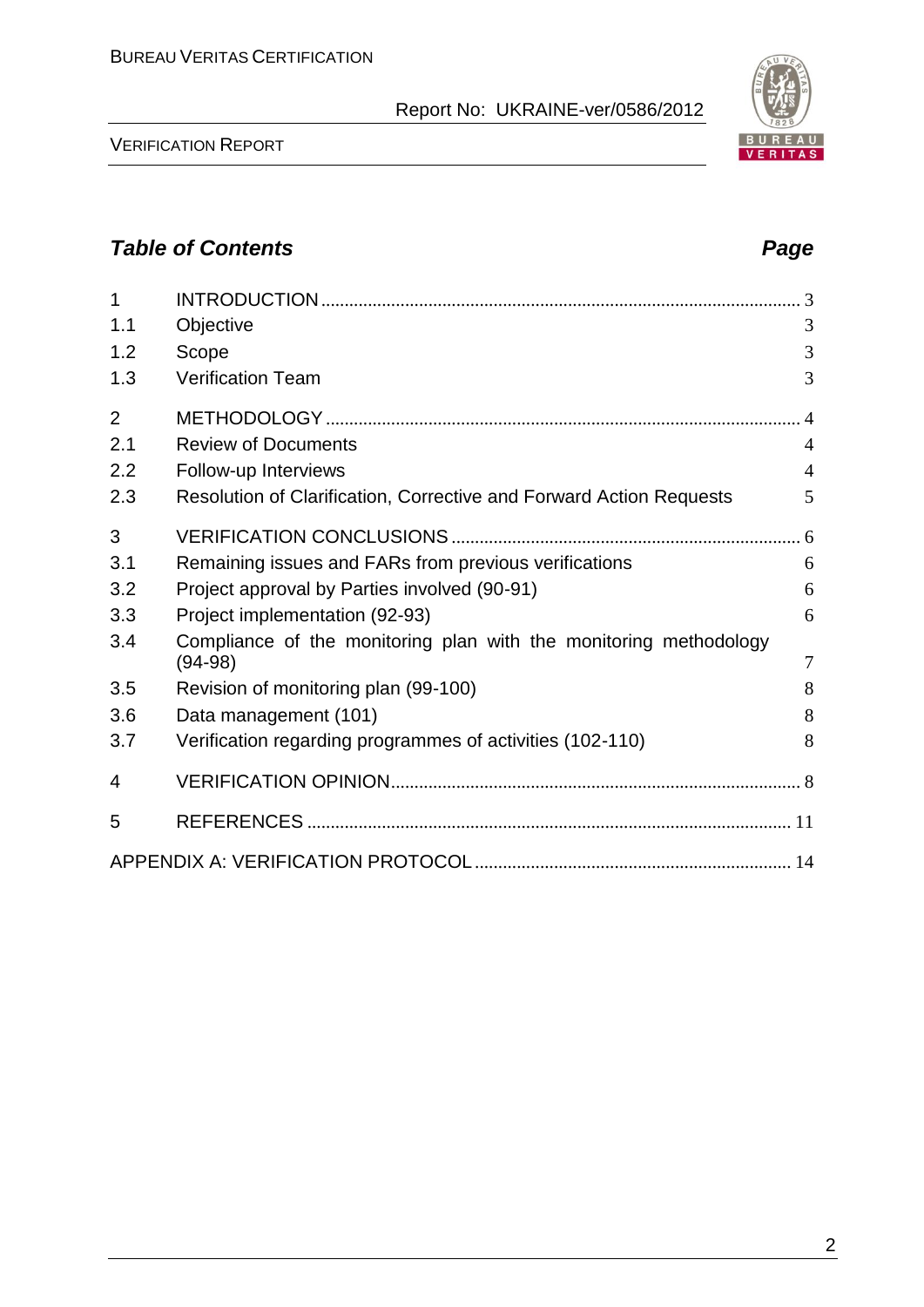## *Table of Contents* *Page*

| | | |
|---|---|---|
| 1 | INTRODUCTION | 3 |
| 1.1 | Objective | 3 |
| 1.2 | Scope | 3 |
| 1.3 | Verification Team | 3 |
| 2 | METHODOLOGY | 4 |
| 2.1 | Review of Documents | 4 |
| 2.2 | Follow-up Interviews | 4 |
| 2.3 | Resolution of Clarification, Corrective and Forward Action Requests | 5 |
| 3 | VERIFICATION CONCLUSIONS | 6 |
| 3.1 | Remaining issues and FARs from previous verifications | 6 |
| 3.2 | Project approval by Parties involved (90-91) | 6 |
| 3.3 | Project implementation (92-93) | 6 |
| 3.4 | Compliance of the monitoring plan with the monitoring methodology (94-98) | 7 |
| 3.5 | Revision of monitoring plan (99-100) | 8 |
| 3.6 | Data management (101) | 8 |
| 3.7 | Verification regarding programmes of activities (102-110) | 8 |
| 4 | VERIFICATION OPINION | 8 |
| 5 | REFERENCES | 11 |
| | APPENDIX A: VERIFICATION PROTOCOL | 14 |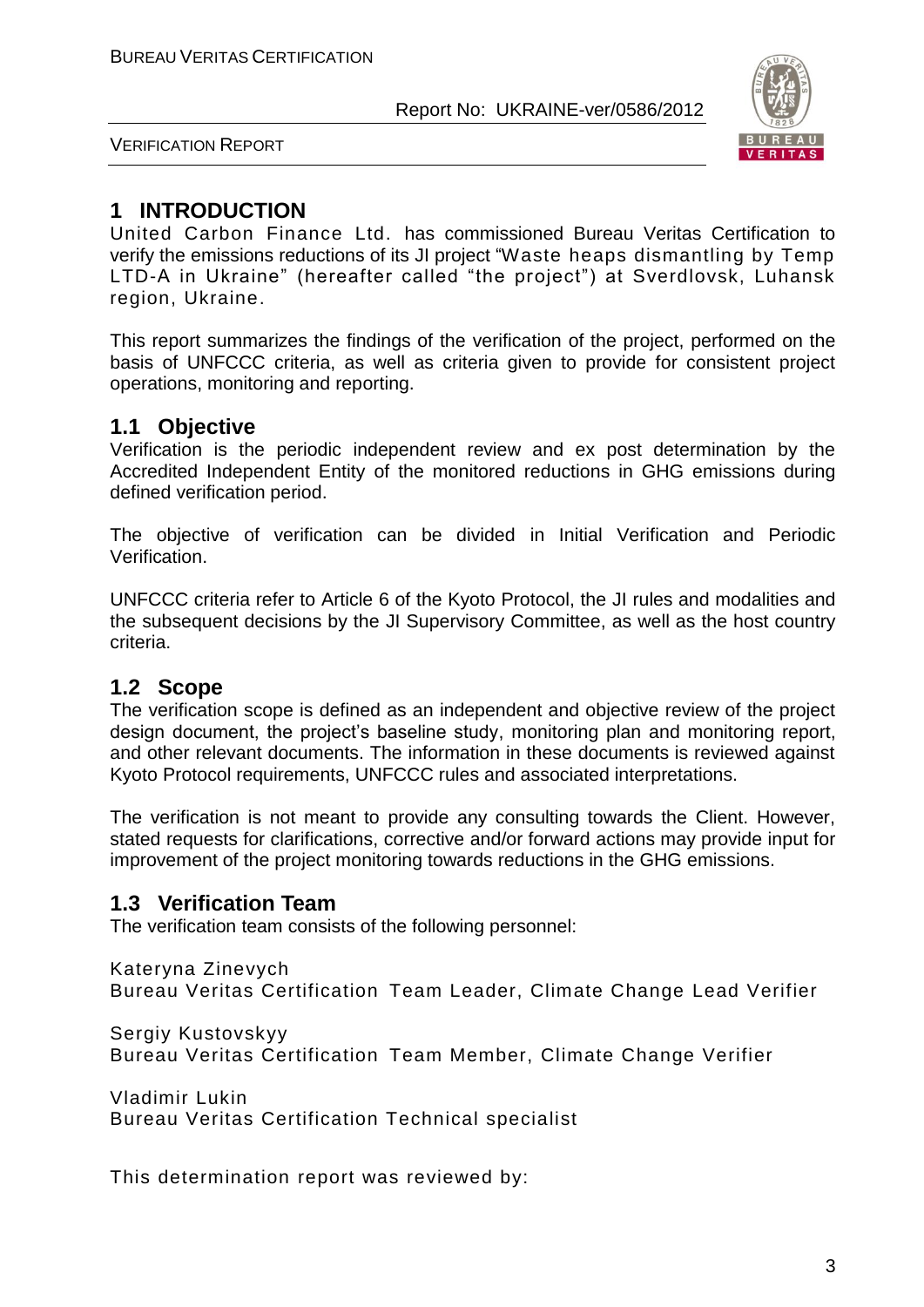# 1 INTRODUCTION

United Carbon Finance Ltd. has commissioned Bureau Veritas Certification to verify the emissions reductions of its JI project "Waste heaps dismantling by Temp LTD-A in Ukraine" (hereafter called "the project") at Sverdlovsk, Luhansk region, Ukraine.

This report summarizes the findings of the verification of the project, performed on the basis of UNFCCC criteria, as well as criteria given to provide for consistent project operations, monitoring and reporting.

## 1.1 Objective

Verification is the periodic independent review and ex post determination by the Accredited Independent Entity of the monitored reductions in GHG emissions during defined verification period.

The objective of verification can be divided in Initial Verification and Periodic Verification.

UNFCCC criteria refer to Article 6 of the Kyoto Protocol, the JI rules and modalities and the subsequent decisions by the JI Supervisory Committee, as well as the host country criteria.

## 1.2 Scope

The verification scope is defined as an independent and objective review of the project design document, the project's baseline study, monitoring plan and monitoring report, and other relevant documents. The information in these documents is reviewed against Kyoto Protocol requirements, UNFCCC rules and associated interpretations.

The verification is not meant to provide any consulting towards the Client. However, stated requests for clarifications, corrective and/or forward actions may provide input for improvement of the project monitoring towards reductions in the GHG emissions.

## 1.3 Verification Team

The verification team consists of the following personnel:

Kateryna Zinevych
Bureau Veritas Certification Team Leader, Climate Change Lead Verifier

Sergiy Kustovskyy
Bureau Veritas Certification Team Member, Climate Change Verifier

Vladimir Lukin
Bureau Veritas Certification Technical specialist

This determination report was reviewed by: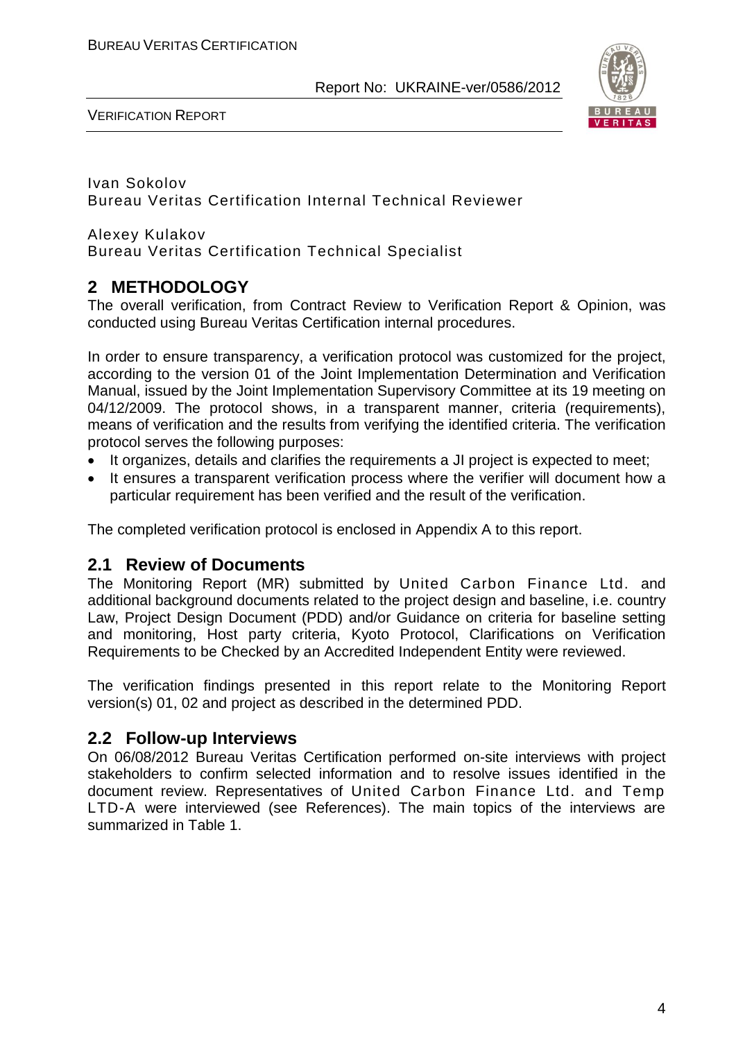Ivan Sokolov
Bureau Veritas Certification Internal Technical Reviewer

Alexey Kulakov
Bureau Veritas Certification Technical Specialist

## 2 METHODOLOGY

The overall verification, from Contract Review to Verification Report & Opinion, was conducted using Bureau Veritas Certification internal procedures.

In order to ensure transparency, a verification protocol was customized for the project, according to the version 01 of the Joint Implementation Determination and Verification Manual, issued by the Joint Implementation Supervisory Committee at its 19 meeting on 04/12/2009. The protocol shows, in a transparent manner, criteria (requirements), means of verification and the results from verifying the identified criteria. The verification protocol serves the following purposes:

- It organizes, details and clarifies the requirements a JI project is expected to meet;
- It ensures a transparent verification process where the verifier will document how a particular requirement has been verified and the result of the verification.

The completed verification protocol is enclosed in Appendix A to this report.

### 2.1 Review of Documents

The Monitoring Report (MR) submitted by United Carbon Finance Ltd. and additional background documents related to the project design and baseline, i.e. country Law, Project Design Document (PDD) and/or Guidance on criteria for baseline setting and monitoring, Host party criteria, Kyoto Protocol, Clarifications on Verification Requirements to be Checked by an Accredited Independent Entity were reviewed.

The verification findings presented in this report relate to the Monitoring Report version(s) 01, 02 and project as described in the determined PDD.

### 2.2 Follow-up Interviews

On 06/08/2012 Bureau Veritas Certification performed on-site interviews with project stakeholders to confirm selected information and to resolve issues identified in the document review. Representatives of United Carbon Finance Ltd. and Temp LTD-A were interviewed (see References). The main topics of the interviews are summarized in Table 1.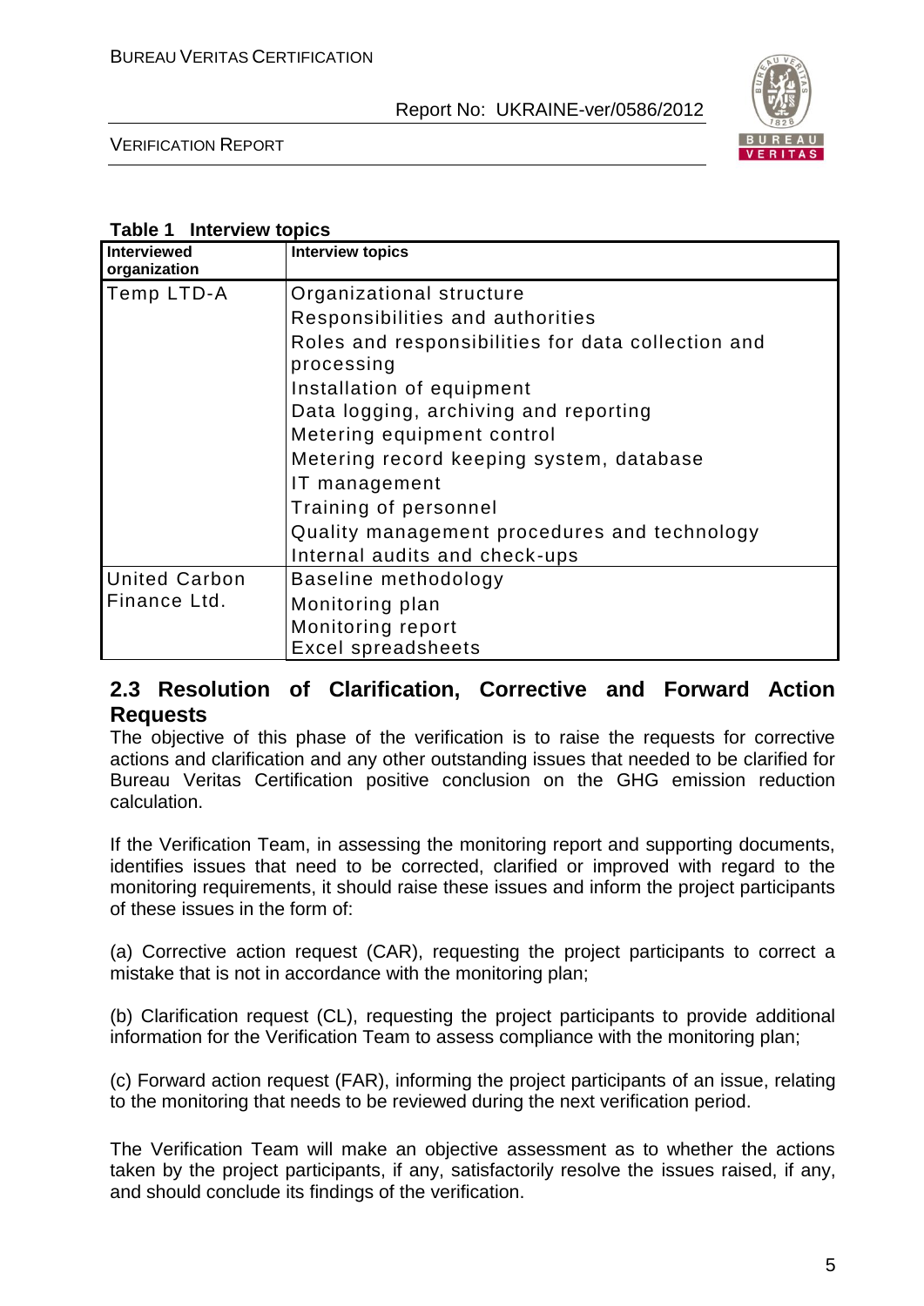**Table 1 Interview topics**

| Interviewed organization | Interview topics |
|---|---|
| Temp LTD-A | Organizational structure<br>Responsibilities and authorities<br>Roles and responsibilities for data collection and processing<br>Installation of equipment<br>Data logging, archiving and reporting<br>Metering equipment control<br>Metering record keeping system, database<br>IT management<br>Training of personnel<br>Quality management procedures and technology<br>Internal audits and check-ups |
| United Carbon Finance Ltd. | Baseline methodology<br>Monitoring plan<br>Monitoring report<br>Excel spreadsheets |

## 2.3 Resolution of Clarification, Corrective and Forward Action Requests

The objective of this phase of the verification is to raise the requests for corrective actions and clarification and any other outstanding issues that needed to be clarified for Bureau Veritas Certification positive conclusion on the GHG emission reduction calculation.

If the Verification Team, in assessing the monitoring report and supporting documents, identifies issues that need to be corrected, clarified or improved with regard to the monitoring requirements, it should raise these issues and inform the project participants of these issues in the form of:

(a) Corrective action request (CAR), requesting the project participants to correct a mistake that is not in accordance with the monitoring plan;

(b) Clarification request (CL), requesting the project participants to provide additional information for the Verification Team to assess compliance with the monitoring plan;

(c) Forward action request (FAR), informing the project participants of an issue, relating to the monitoring that needs to be reviewed during the next verification period.

The Verification Team will make an objective assessment as to whether the actions taken by the project participants, if any, satisfactorily resolve the issues raised, if any, and should conclude its findings of the verification.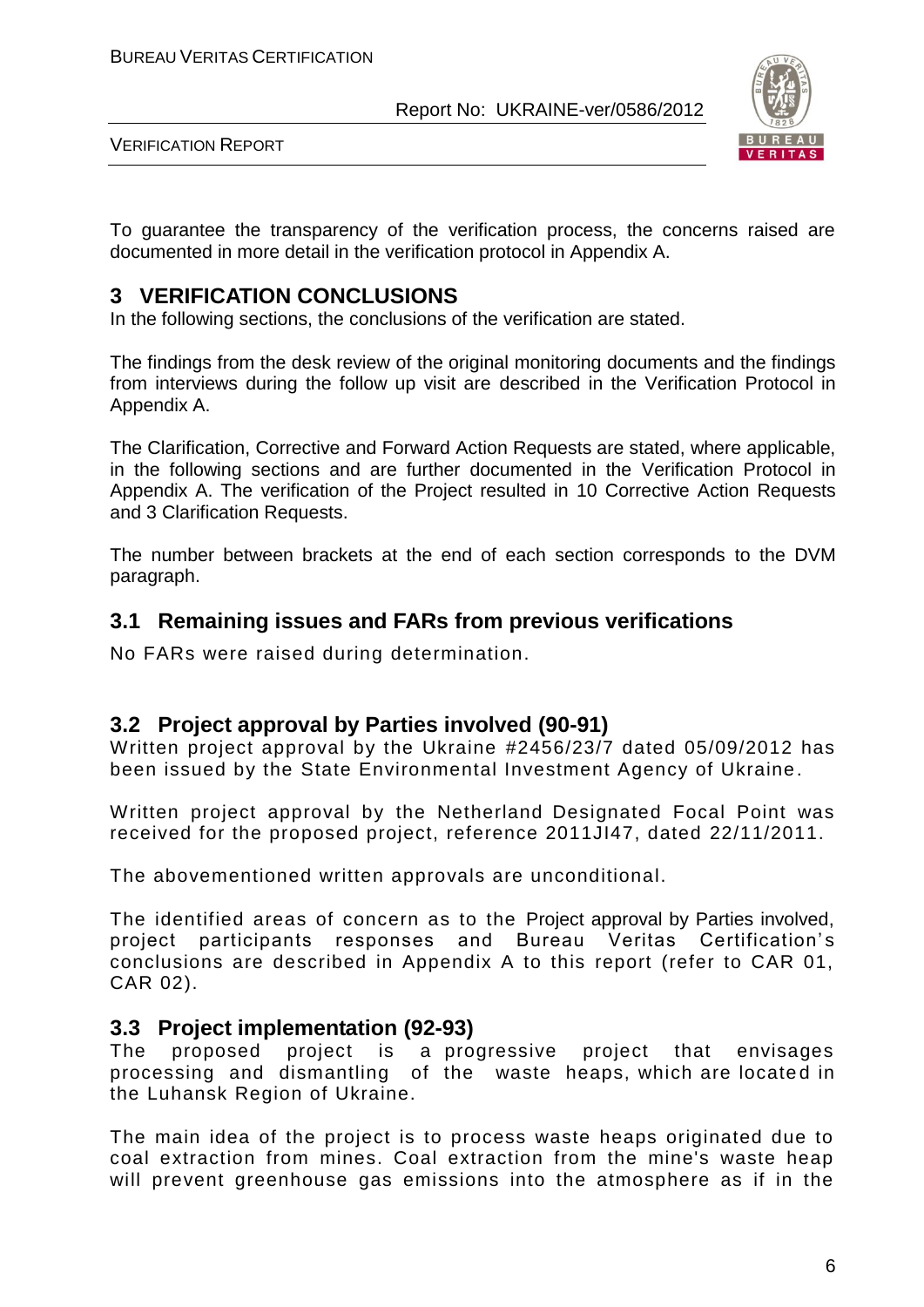To guarantee the transparency of the verification process, the concerns raised are documented in more detail in the verification protocol in Appendix A.

# 3 VERIFICATION CONCLUSIONS

In the following sections, the conclusions of the verification are stated.

The findings from the desk review of the original monitoring documents and the findings from interviews during the follow up visit are described in the Verification Protocol in Appendix A.

The Clarification, Corrective and Forward Action Requests are stated, where applicable, in the following sections and are further documented in the Verification Protocol in Appendix A. The verification of the Project resulted in 10 Corrective Action Requests and 3 Clarification Requests.

The number between brackets at the end of each section corresponds to the DVM paragraph.

## 3.1 Remaining issues and FARs from previous verifications

No FARs were raised during determination.

## 3.2 Project approval by Parties involved (90-91)

Written project approval by the Ukraine #2456/23/7 dated 05/09/2012 has been issued by the State Environmental Investment Agency of Ukraine.

Written project approval by the Netherland Designated Focal Point was received for the proposed project, reference 2011JI47, dated 22/11/2011.

The abovementioned written approvals are unconditional.

The identified areas of concern as to the Project approval by Parties involved, project participants responses and Bureau Veritas Certification's conclusions are described in Appendix A to this report (refer to CAR 01, CAR 02).

## 3.3 Project implementation (92-93)

The proposed project is a progressive project that envisages processing and dismantling of the waste heaps, which are located in the Luhansk Region of Ukraine.

The main idea of the project is to process waste heaps originated due to coal extraction from mines. Coal extraction from the mine's waste heap will prevent greenhouse gas emissions into the atmosphere as if in the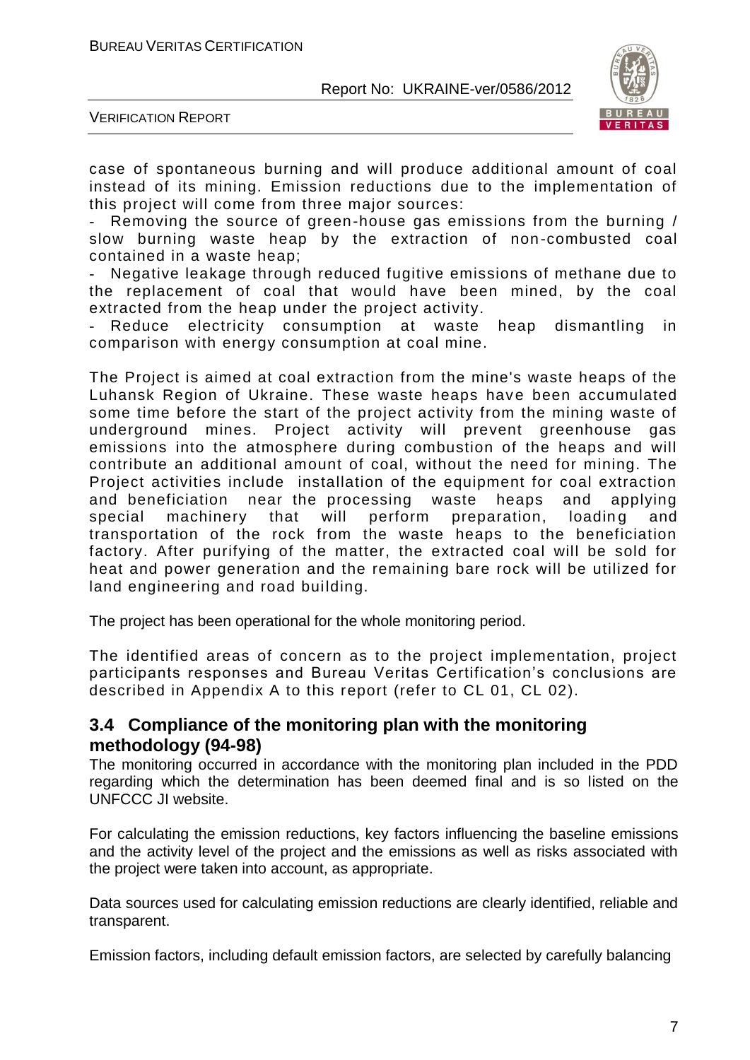case of spontaneous burning and will produce additional amount of coal instead of its mining. Emission reductions due to the implementation of this project will come from three major sources:

- Removing the source of green-house gas emissions from the burning / slow burning waste heap by the extraction of non-combusted coal contained in a waste heap;
- Negative leakage through reduced fugitive emissions of methane due to the replacement of coal that would have been mined, by the coal extracted from the heap under the project activity.
- Reduce electricity consumption at waste heap dismantling in comparison with energy consumption at coal mine.

The Project is aimed at coal extraction from the mine's waste heaps of the Luhansk Region of Ukraine. These waste heaps have been accumulated some time before the start of the project activity from the mining waste of underground mines. Project activity will prevent greenhouse gas emissions into the atmosphere during combustion of the heaps and will contribute an additional amount of coal, without the need for mining. The Project activities include installation of the equipment for coal extraction and beneficiation near the processing waste heaps and applying special machinery that will perform preparation, loading and transportation of the rock from the waste heaps to the beneficiation factory. After purifying of the matter, the extracted coal will be sold for heat and power generation and the remaining bare rock will be utilized for land engineering and road building.

The project has been operational for the whole monitoring period.

The identified areas of concern as to the project implementation, project participants responses and Bureau Veritas Certification's conclusions are described in Appendix A to this report (refer to CL 01, CL 02).

## 3.4 Compliance of the monitoring plan with the monitoring methodology (94-98)

The monitoring occurred in accordance with the monitoring plan included in the PDD regarding which the determination has been deemed final and is so listed on the UNFCCC JI website.

For calculating the emission reductions, key factors influencing the baseline emissions and the activity level of the project and the emissions as well as risks associated with the project were taken into account, as appropriate.

Data sources used for calculating emission reductions are clearly identified, reliable and transparent.

Emission factors, including default emission factors, are selected by carefully balancing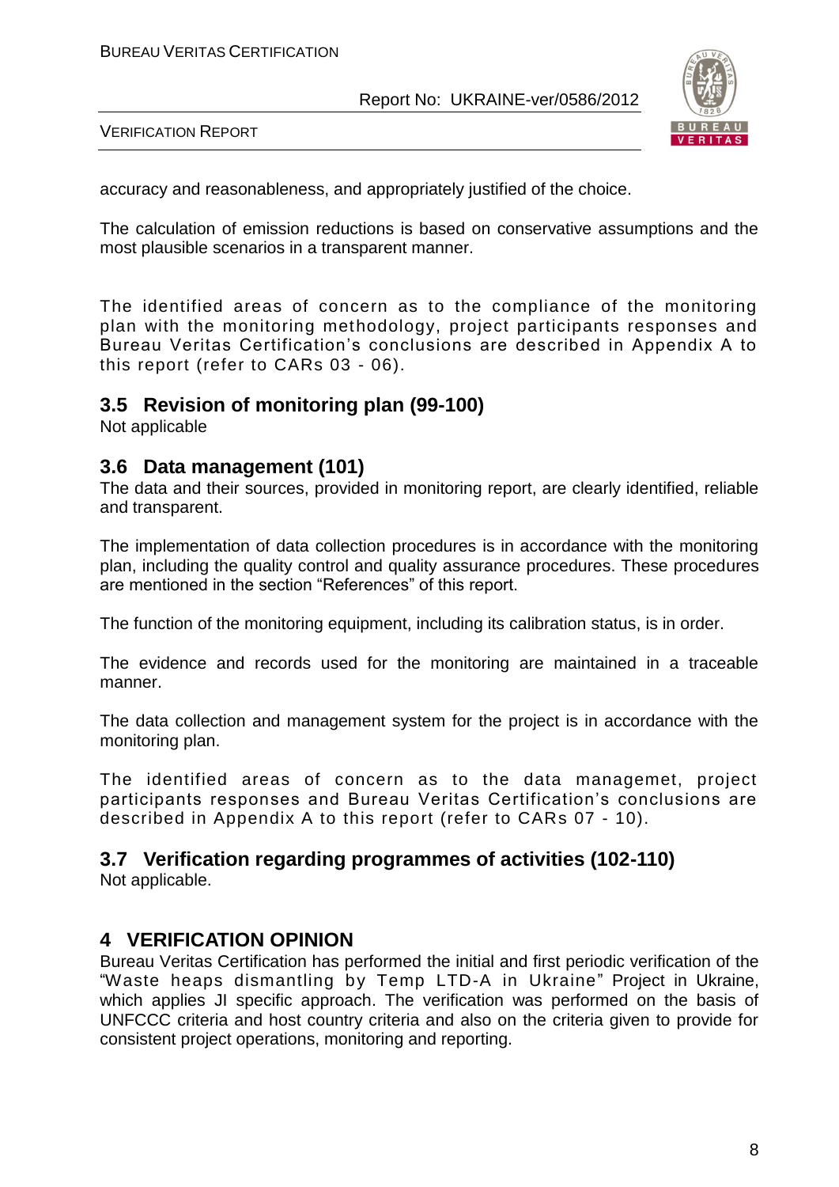accuracy and reasonableness, and appropriately justified of the choice.

The calculation of emission reductions is based on conservative assumptions and the most plausible scenarios in a transparent manner.

The identified areas of concern as to the compliance of the monitoring plan with the monitoring methodology, project participants responses and Bureau Veritas Certification's conclusions are described in Appendix A to this report (refer to CARs 03 - 06).

## 3.5 Revision of monitoring plan (99-100)

Not applicable

## 3.6 Data management (101)

The data and their sources, provided in monitoring report, are clearly identified, reliable and transparent.

The implementation of data collection procedures is in accordance with the monitoring plan, including the quality control and quality assurance procedures. These procedures are mentioned in the section "References" of this report.

The function of the monitoring equipment, including its calibration status, is in order.

The evidence and records used for the monitoring are maintained in a traceable manner.

The data collection and management system for the project is in accordance with the monitoring plan.

The identified areas of concern as to the data managemet, project participants responses and Bureau Veritas Certification's conclusions are described in Appendix A to this report (refer to CARs 07 - 10).

## 3.7 Verification regarding programmes of activities (102-110)

Not applicable.

# 4 VERIFICATION OPINION

Bureau Veritas Certification has performed the initial and first periodic verification of the "Waste heaps dismantling by Temp LTD-A in Ukraine" Project in Ukraine, which applies JI specific approach. The verification was performed on the basis of UNFCCC criteria and host country criteria and also on the criteria given to provide for consistent project operations, monitoring and reporting.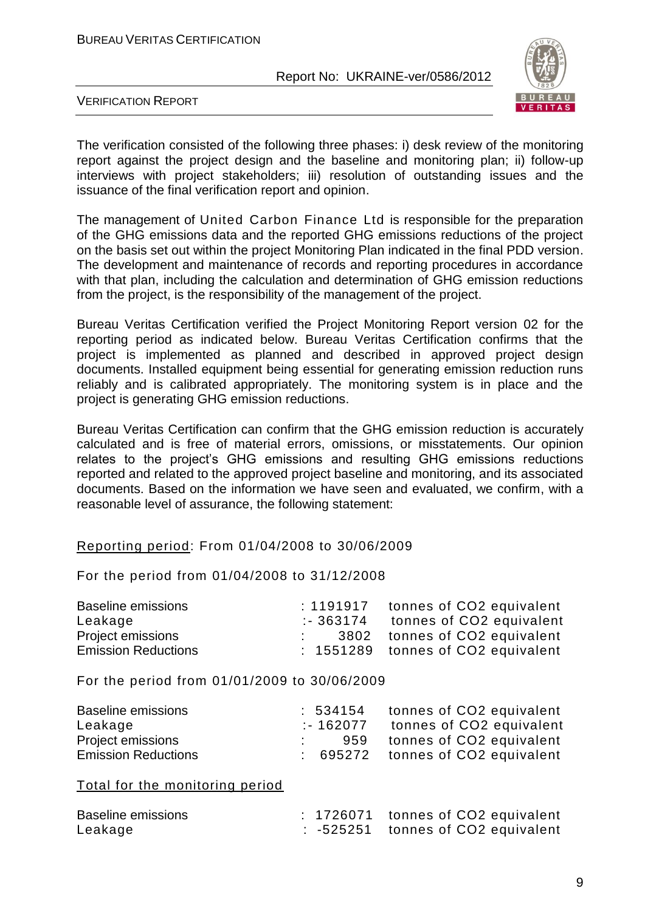The verification consisted of the following three phases: i) desk review of the monitoring report against the project design and the baseline and monitoring plan; ii) follow-up interviews with project stakeholders; iii) resolution of outstanding issues and the issuance of the final verification report and opinion.

The management of United Carbon Finance Ltd is responsible for the preparation of the GHG emissions data and the reported GHG emissions reductions of the project on the basis set out within the project Monitoring Plan indicated in the final PDD version. The development and maintenance of records and reporting procedures in accordance with that plan, including the calculation and determination of GHG emission reductions from the project, is the responsibility of the management of the project.

Bureau Veritas Certification verified the Project Monitoring Report version 02 for the reporting period as indicated below. Bureau Veritas Certification confirms that the project is implemented as planned and described in approved project design documents. Installed equipment being essential for generating emission reduction runs reliably and is calibrated appropriately. The monitoring system is in place and the project is generating GHG emission reductions.

Bureau Veritas Certification can confirm that the GHG emission reduction is accurately calculated and is free of material errors, omissions, or misstatements. Our opinion relates to the project's GHG emissions and resulting GHG emissions reductions reported and related to the approved project baseline and monitoring, and its associated documents. Based on the information we have seen and evaluated, we confirm, with a reasonable level of assurance, the following statement:

Reporting period: From 01/04/2008 to 30/06/2009

For the period from 01/04/2008 to 31/12/2008

| | | |
|---|---|---|
| Baseline emissions | : 1191917 | tonnes of CO2 equivalent |
| Leakage | :- 363174 | tonnes of CO2 equivalent |
| Project emissions | : 3802 | tonnes of CO2 equivalent |
| Emission Reductions | : 1551289 | tonnes of CO2 equivalent |

For the period from 01/01/2009 to 30/06/2009

| | | |
|---|---|---|
| Baseline emissions | : 534154 | tonnes of CO2 equivalent |
| Leakage | :- 162077 | tonnes of CO2 equivalent |
| Project emissions | : 959 | tonnes of CO2 equivalent |
| Emission Reductions | : 695272 | tonnes of CO2 equivalent |

Total for the monitoring period

| | | |
|---|---|---|
| Baseline emissions | : 1726071 | tonnes of CO2 equivalent |
| Leakage | : -525251 | tonnes of CO2 equivalent |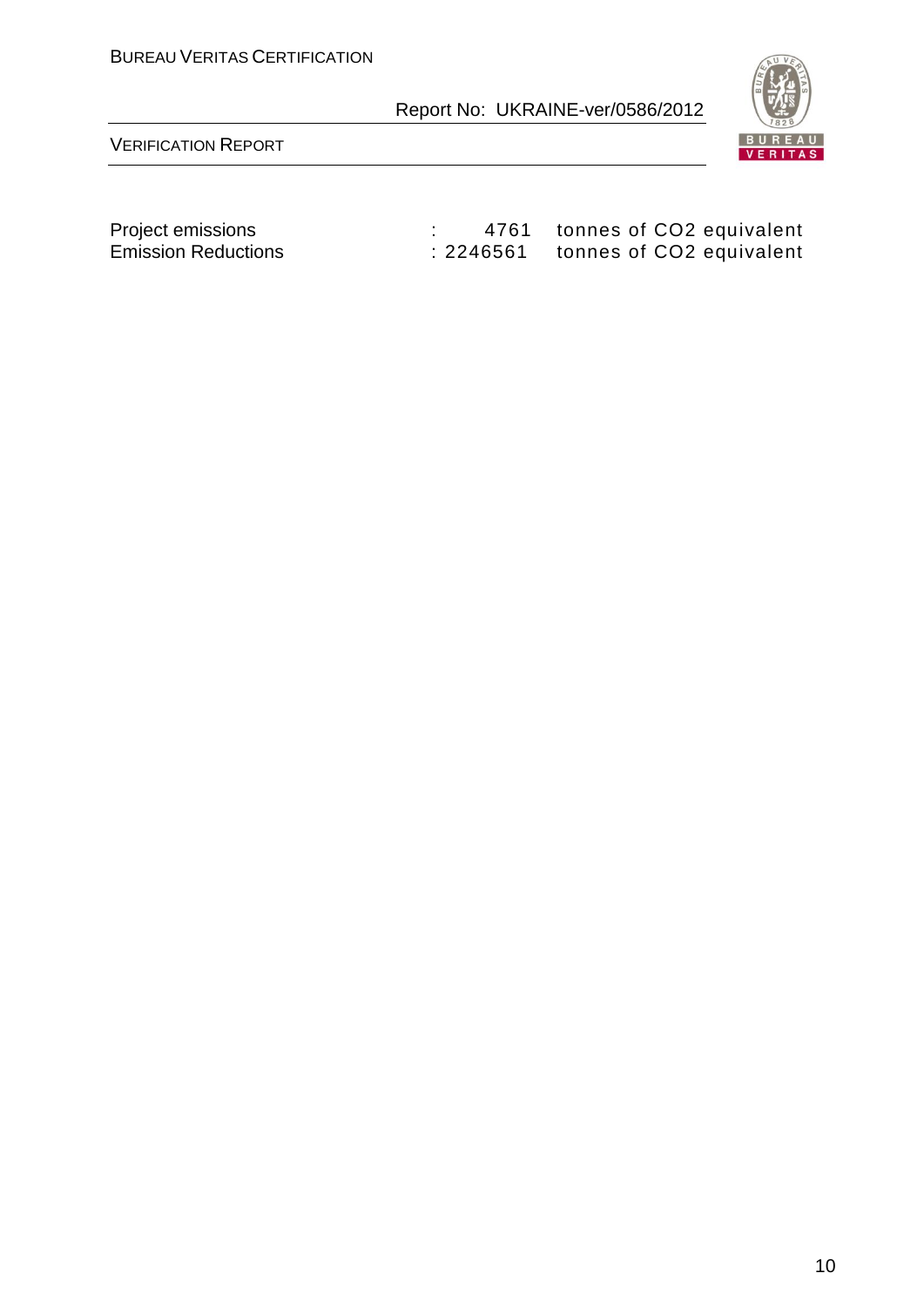| | | |
|---|---|---|
| Project emissions | : 4761 | tonnes of $CO_2$ equivalent |
| Emission Reductions | : 2246561 | tonnes of $CO_2$ equivalent |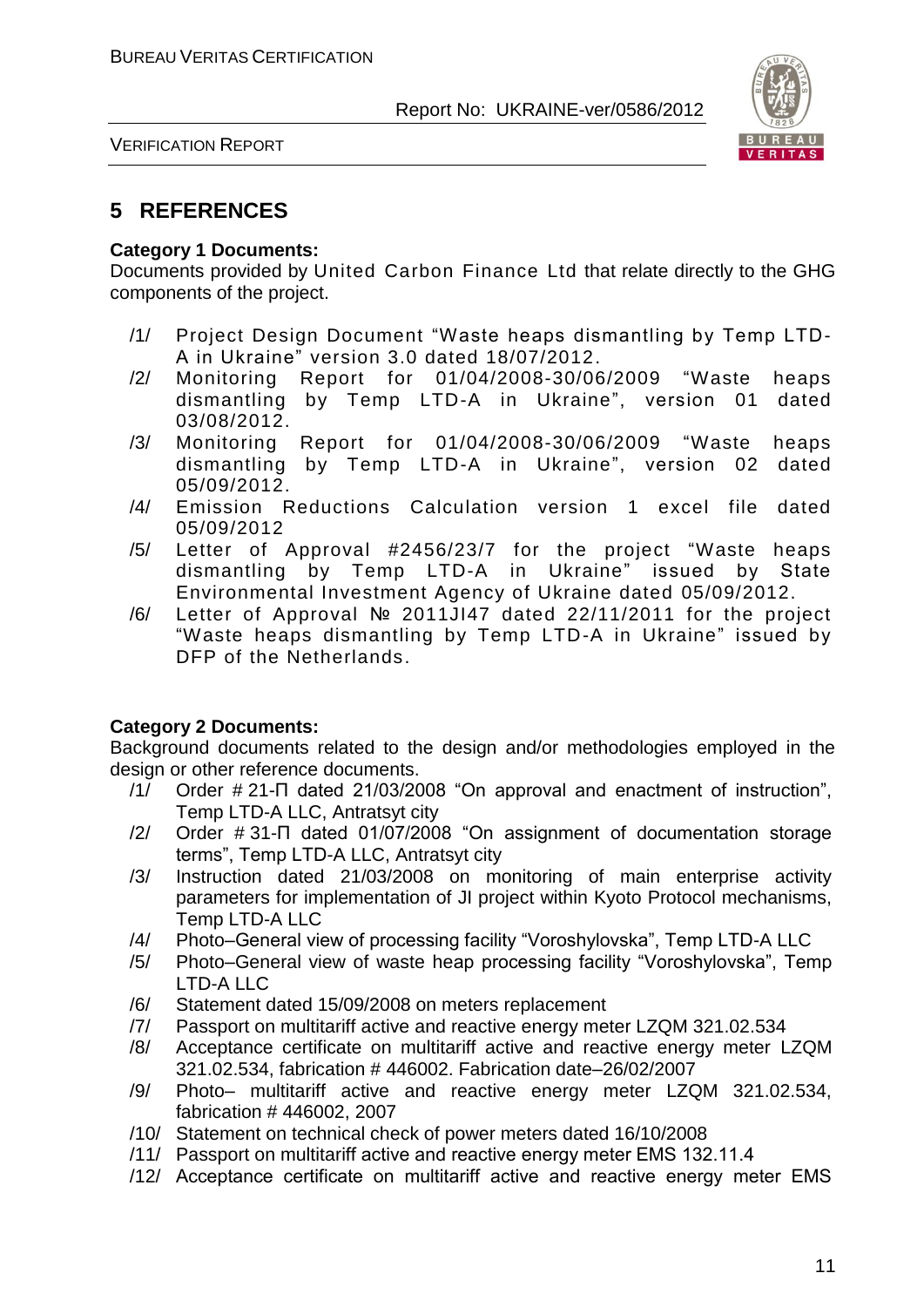## 5 REFERENCES

**Category 1 Documents:**
Documents provided by United Carbon Finance Ltd that relate directly to the GHG components of the project.

/1/ Project Design Document "Waste heaps dismantling by Temp LTD-A in Ukraine" version 3.0 dated 18/07/2012.
/2/ Monitoring Report for 01/04/2008-30/06/2009 "Waste heaps dismantling by Temp LTD-A in Ukraine", version 01 dated 03/08/2012.
/3/ Monitoring Report for 01/04/2008-30/06/2009 "Waste heaps dismantling by Temp LTD-A in Ukraine", version 02 dated 05/09/2012.
/4/ Emission Reductions Calculation version 1 excel file dated 05/09/2012
/5/ Letter of Approval #2456/23/7 for the project "Waste heaps dismantling by Temp LTD-A in Ukraine" issued by State Environmental Investment Agency of Ukraine dated 05/09/2012.
/6/ Letter of Approval № 2011JI47 dated 22/11/2011 for the project "Waste heaps dismantling by Temp LTD-A in Ukraine" issued by DFP of the Netherlands.

**Category 2 Documents:**
Background documents related to the design and/or methodologies employed in the design or other reference documents.

/1/ Order # 21-П dated 21/03/2008 "On approval and enactment of instruction", Temp LTD-A LLC, Antratsyt city
/2/ Order # 31-П dated 01/07/2008 "On assignment of documentation storage terms", Temp LTD-A LLC, Antratsyt city
/3/ Instruction dated 21/03/2008 on monitoring of main enterprise activity parameters for implementation of JI project within Kyoto Protocol mechanisms, Temp LTD-A LLC
/4/ Photo–General view of processing facility "Voroshylovska", Temp LTD-A LLC
/5/ Photo–General view of waste heap processing facility "Voroshylovska", Temp LTD-A LLC
/6/ Statement dated 15/09/2008 on meters replacement
/7/ Passport on multitariff active and reactive energy meter LZQM 321.02.534
/8/ Acceptance certificate on multitariff active and reactive energy meter LZQM 321.02.534, fabrication # 446002. Fabrication date–26/02/2007
/9/ Photo– multitariff active and reactive energy meter LZQM 321.02.534, fabrication # 446002, 2007
/10/ Statement on technical check of power meters dated 16/10/2008
/11/ Passport on multitariff active and reactive energy meter EMS 132.11.4
/12/ Acceptance certificate on multitariff active and reactive energy meter EMS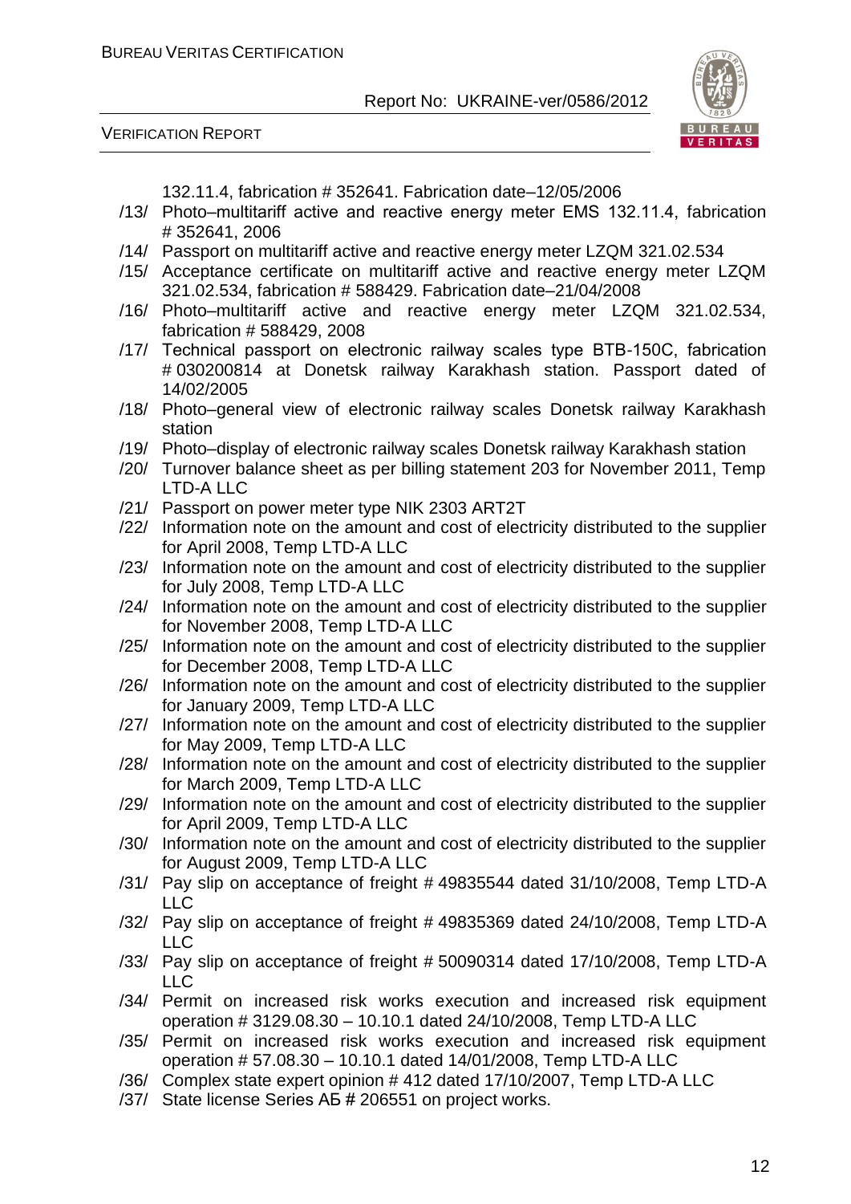132.11.4, fabrication # 352641. Fabrication date–12/05/2006

/13/ Photo–multitariff active and reactive energy meter EMS 132.11.4, fabrication # 352641, 2006

/14/ Passport on multitariff active and reactive energy meter LZQM 321.02.534

/15/ Acceptance certificate on multitariff active and reactive energy meter LZQM 321.02.534, fabrication # 588429. Fabrication date–21/04/2008

/16/ Photo–multitariff active and reactive energy meter LZQM 321.02.534, fabrication # 588429, 2008

/17/ Technical passport on electronic railway scales type BTB-150C, fabrication # 030200814 at Donetsk railway Karakhash station. Passport dated of 14/02/2005

/18/ Photo–general view of electronic railway scales Donetsk railway Karakhash station

/19/ Photo–display of electronic railway scales Donetsk railway Karakhash station

/20/ Turnover balance sheet as per billing statement 203 for November 2011, Temp LTD-A LLC

/21/ Passport on power meter type NIK 2303 ART2T

/22/ Information note on the amount and cost of electricity distributed to the supplier for April 2008, Temp LTD-A LLC

/23/ Information note on the amount and cost of electricity distributed to the supplier for July 2008, Temp LTD-A LLC

/24/ Information note on the amount and cost of electricity distributed to the supplier for November 2008, Temp LTD-A LLC

/25/ Information note on the amount and cost of electricity distributed to the supplier for December 2008, Temp LTD-A LLC

/26/ Information note on the amount and cost of electricity distributed to the supplier for January 2009, Temp LTD-A LLC

/27/ Information note on the amount and cost of electricity distributed to the supplier for May 2009, Temp LTD-A LLC

/28/ Information note on the amount and cost of electricity distributed to the supplier for March 2009, Temp LTD-A LLC

/29/ Information note on the amount and cost of electricity distributed to the supplier for April 2009, Temp LTD-A LLC

/30/ Information note on the amount and cost of electricity distributed to the supplier for August 2009, Temp LTD-A LLC

/31/ Pay slip on acceptance of freight # 49835544 dated 31/10/2008, Temp LTD-A LLC

/32/ Pay slip on acceptance of freight # 49835369 dated 24/10/2008, Temp LTD-A LLC

/33/ Pay slip on acceptance of freight # 50090314 dated 17/10/2008, Temp LTD-A LLC

/34/ Permit on increased risk works execution and increased risk equipment operation # 3129.08.30 – 10.10.1 dated 24/10/2008, Temp LTD-A LLC

/35/ Permit on increased risk works execution and increased risk equipment operation # 57.08.30 – 10.10.1 dated 14/01/2008, Temp LTD-A LLC

/36/ Complex state expert opinion # 412 dated 17/10/2007, Temp LTD-A LLC

/37/ State license Series АБ # 206551 on project works.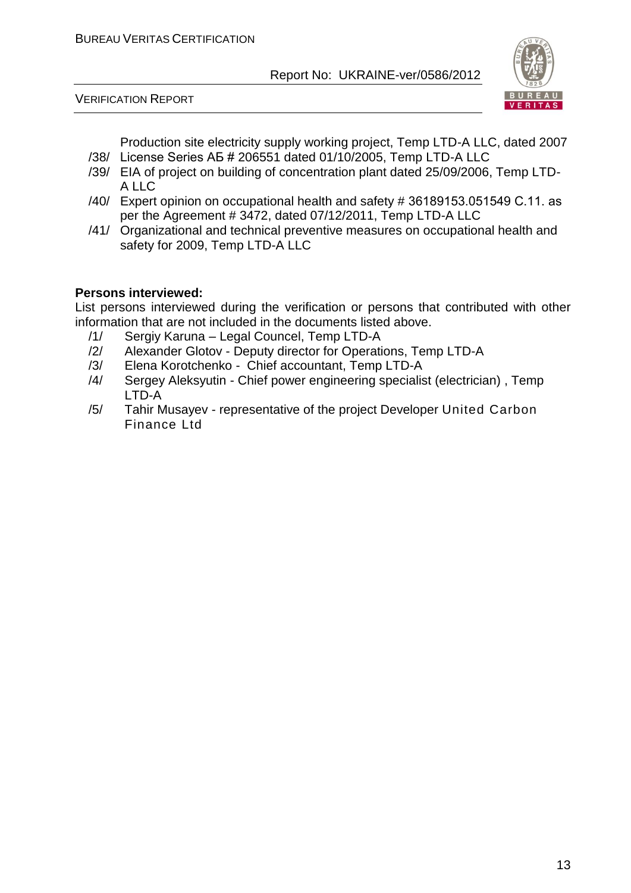Production site electricity supply working project, Temp LTD-A LLC, dated 2007

/38/ License Series АБ # 206551 dated 01/10/2005, Temp LTD-A LLC

/39/ EIA of project on building of concentration plant dated 25/09/2006, Temp LTD-A LLC

/40/ Expert opinion on occupational health and safety # 36189153.051549 C.11. as per the Agreement # 3472, dated 07/12/2011, Temp LTD-A LLC

/41/ Organizational and technical preventive measures on occupational health and safety for 2009, Temp LTD-A LLC

**Persons interviewed:**

List persons interviewed during the verification or persons that contributed with other information that are not included in the documents listed above.

/1/ Sergiy Karuna – Legal Councel, Temp LTD-A

/2/ Alexander Glotov - Deputy director for Operations, Temp LTD-A

/3/ Elena Korotchenko - Chief accountant, Temp LTD-A

/4/ Sergey Aleksyutin - Chief power engineering specialist (electrician) , Temp LTD-A

/5/ Tahir Musayev - representative of the project Developer United Carbon Finance Ltd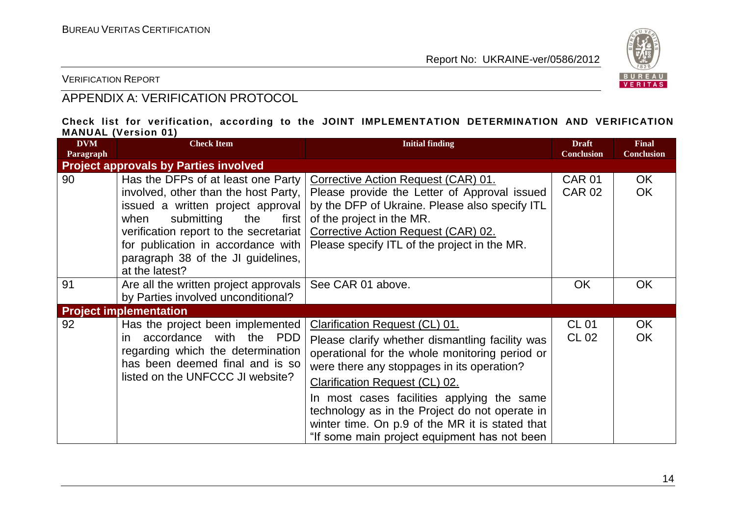## APPENDIX A: VERIFICATION PROTOCOL

**Check list for verification, according to the JOINT IMPLEMENTATION DETERMINATION AND VERIFICATION MANUAL (Version 01)**

| DVM Paragraph | Check Item | Initial finding | Draft Conclusion | Final Conclusion |
|---|---|---|---|---|
| **Project approvals by Parties involved** | | | | |
| 90 | Has the DFPs of at least one Party involved, other than the host Party, issued a written project approval when submitting the first verification report to the secretariat for publication in accordance with paragraph 38 of the JI guidelines, at the latest? | Corrective Action Request (CAR) 01.<br>Please provide the Letter of Approval issued by the DFP of Ukraine. Please also specify ITL of the project in the MR.<br>Corrective Action Request (CAR) 02.<br>Please specify ITL of the project in the MR. | CAR 01<br>CAR 02 | OK<br>OK |
| 91 | Are all the written project approvals by Parties involved unconditional? | See CAR 01 above. | OK | OK |
| **Project implementation** | | | | |
| 92 | Has the project been implemented in accordance with the PDD regarding which the determination has been deemed final and is so listed on the UNFCCC JI website? | Clarification Request (CL) 01.<br>Please clarify whether dismantling facility was operational for the whole monitoring period or were there any stoppages in its operation?<br>Clarification Request (CL) 02.<br>In most cases facilities applying the same technology as in the Project do not operate in winter time. On p.9 of the MR it is stated that "If some main project equipment has not been | CL 01<br>CL 02 | OK<br>OK |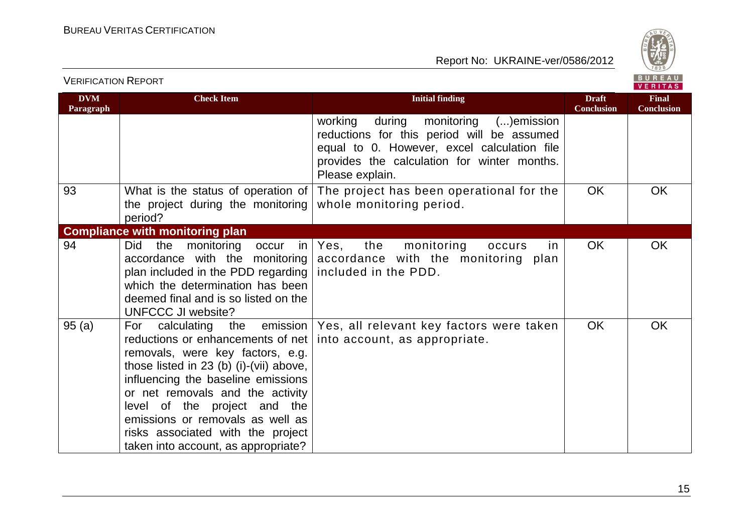| DVM Paragraph | Check Item | Initial finding | Draft Conclusion | Final Conclusion |
|---|---|---|---|---|
| | | working during monitoring (...)emission reductions for this period will be assumed equal to 0. However, excel calculation file provides the calculation for winter months. Please explain. | | |
| 93 | What is the status of operation of the project during the monitoring period? | The project has been operational for the whole monitoring period. | OK | OK |
| **Compliance with monitoring plan** | | | | |
| 94 | Did the monitoring occur in accordance with the monitoring plan included in the PDD regarding which the determination has been deemed final and is so listed on the UNFCCC JI website? | Yes, the monitoring occurs in accordance with the monitoring plan included in the PDD. | OK | OK |
| 95 (a) | For calculating the emission reductions or enhancements of net removals, were key factors, e.g. those listed in 23 (b) (i)-(vii) above, influencing the baseline emissions or net removals and the activity level of the project and the emissions or removals as well as risks associated with the project taken into account, as appropriate? | Yes, all relevant key factors were taken into account, as appropriate. | OK | OK |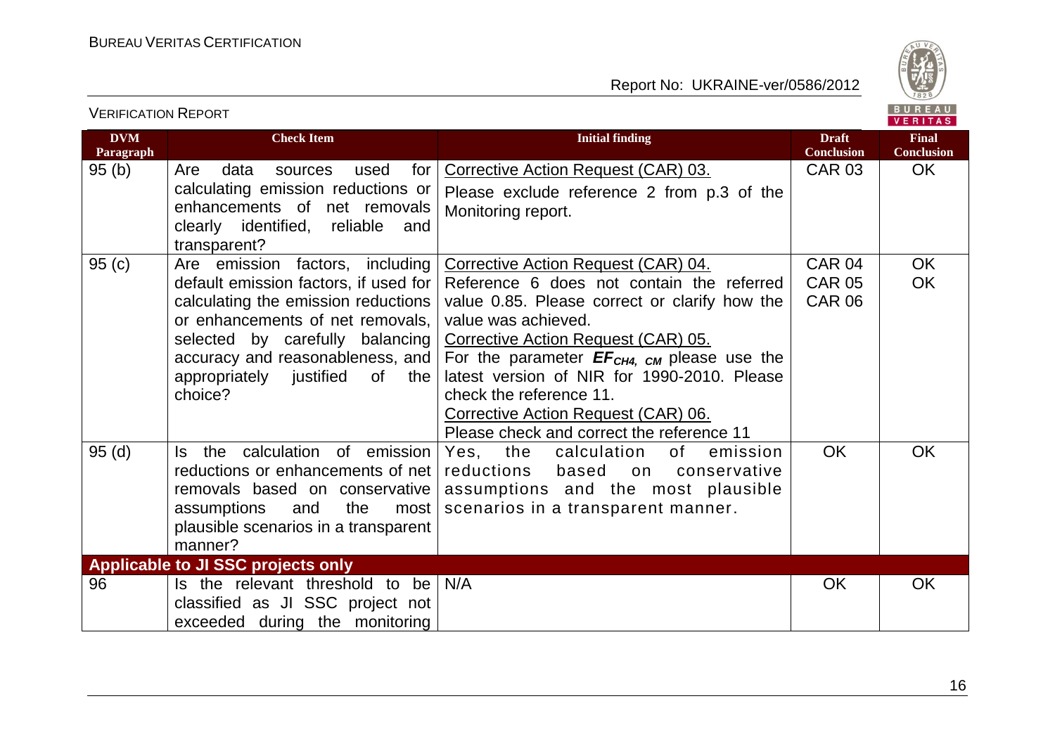| DVM Paragraph | Check Item | Initial finding | Draft Conclusion | Final Conclusion |
|---|---|---|---|---|
| 95 (b) | Are data sources used for calculating emission reductions or enhancements of net removals clearly identified, reliable and transparent? | <u>Corrective Action Request (CAR) 03.</u><br>Please exclude reference 2 from p.3 of the Monitoring report. | CAR 03 | OK |
| 95 (c) | Are emission factors, including default emission factors, if used for calculating the emission reductions or enhancements of net removals, selected by carefully balancing accuracy and reasonableness, and appropriately justified of the choice? | <u>Corrective Action Request (CAR) 04.</u><br>Reference 6 does not contain the referred value 0.85. Please correct or clarify how the value was achieved.<br><u>Corrective Action Request (CAR) 05.</u><br>For the parameter $EF_{CH4,\ CM}$ please use the latest version of NIR for 1990-2010. Please check the reference 11.<br><u>Corrective Action Request (CAR) 06.</u><br>Please check and correct the reference 11 | CAR 04<br>CAR 05<br>CAR 06 | OK<br>OK |
| 95 (d) | Is the calculation of emission reductions or enhancements of net removals based on conservative assumptions and the most plausible scenarios in a transparent manner? | Yes, the calculation of emission reductions based on conservative assumptions and the most plausible scenarios in a transparent manner. | OK | OK |
| **Applicable to JI SSC projects only** | | | | |
| 96 | Is the relevant threshold to be classified as JI SSC project not exceeded during the monitoring | N/A | OK | OK |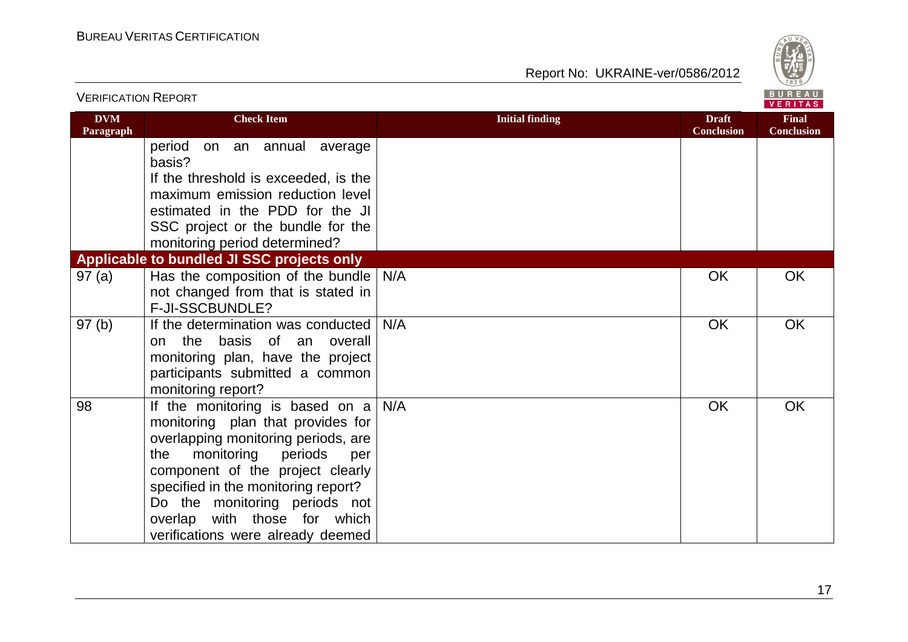| DVM Paragraph | Check Item | Initial finding | Draft Conclusion | Final Conclusion |
|---|---|---|---|---|
| | period on an annual average basis? If the threshold is exceeded, is the maximum emission reduction level estimated in the PDD for the JI SSC project or the bundle for the monitoring period determined? | | | |
| **Applicable to bundled JI SSC projects only** | | | | |
| 97 (a) | Has the composition of the bundle not changed from that is stated in F-JI-SSCBUNDLE? | N/A | OK | OK |
| 97 (b) | If the determination was conducted on the basis of an overall monitoring plan, have the project participants submitted a common monitoring report? | N/A | OK | OK |
| 98 | If the monitoring is based on a monitoring plan that provides for overlapping monitoring periods, are the monitoring periods per component of the project clearly specified in the monitoring report? Do the monitoring periods not overlap with those for which verifications were already deemed | N/A | OK | OK |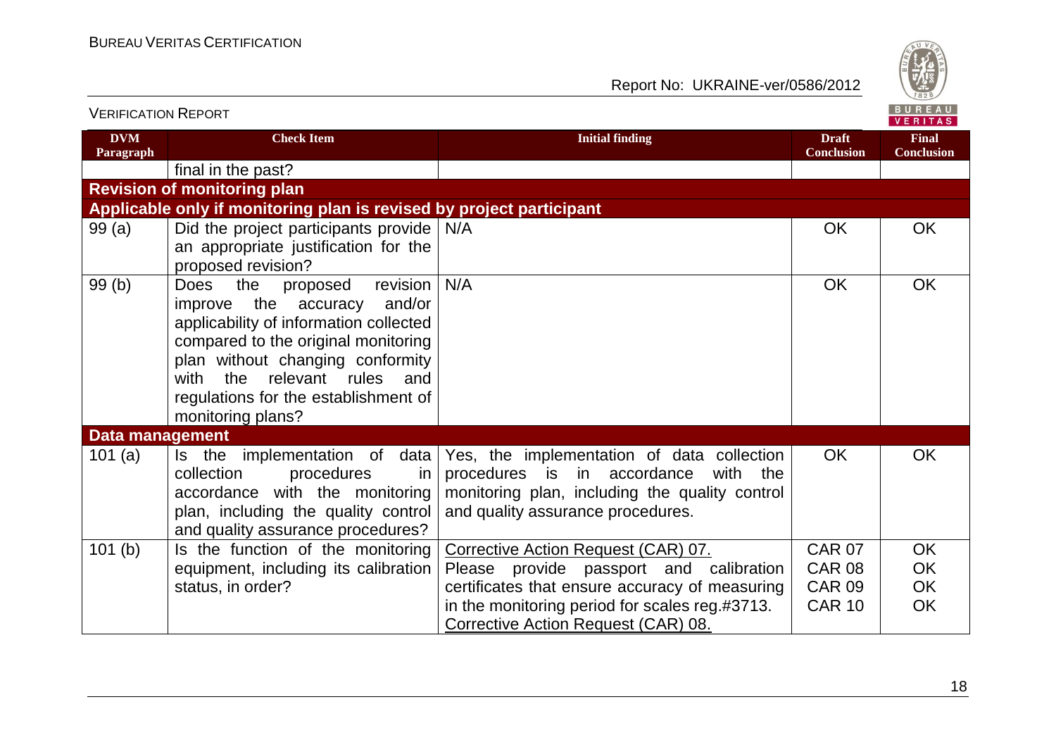| DVM Paragraph | Check Item | Initial finding | Draft Conclusion | Final Conclusion |
|---|---|---|---|---|
| | final in the past? | | | |
| **Revision of monitoring plan** | | | | |
| **Applicable only if monitoring plan is revised by project participant** | | | | |
| 99 (a) | Did the project participants provide an appropriate justification for the proposed revision? | N/A | OK | OK |
| 99 (b) | Does the proposed revision improve the accuracy and/or applicability of information collected compared to the original monitoring plan without changing conformity with the relevant rules and regulations for the establishment of monitoring plans? | N/A | OK | OK |
| **Data management** | | | | |
| 101 (a) | Is the implementation of data collection procedures in accordance with the monitoring plan, including the quality control and quality assurance procedures? | Yes, the implementation of data collection procedures is in accordance with the monitoring plan, including the quality control and quality assurance procedures. | OK | OK |
| 101 (b) | Is the function of the monitoring equipment, including its calibration status, in order? | Corrective Action Request (CAR) 07.<br>Please provide passport and calibration certificates that ensure accuracy of measuring in the monitoring period for scales reg.#3713.<br>Corrective Action Request (CAR) 08. | CAR 07<br>CAR 08<br>CAR 09<br>CAR 10 | OK<br>OK<br>OK<br>OK |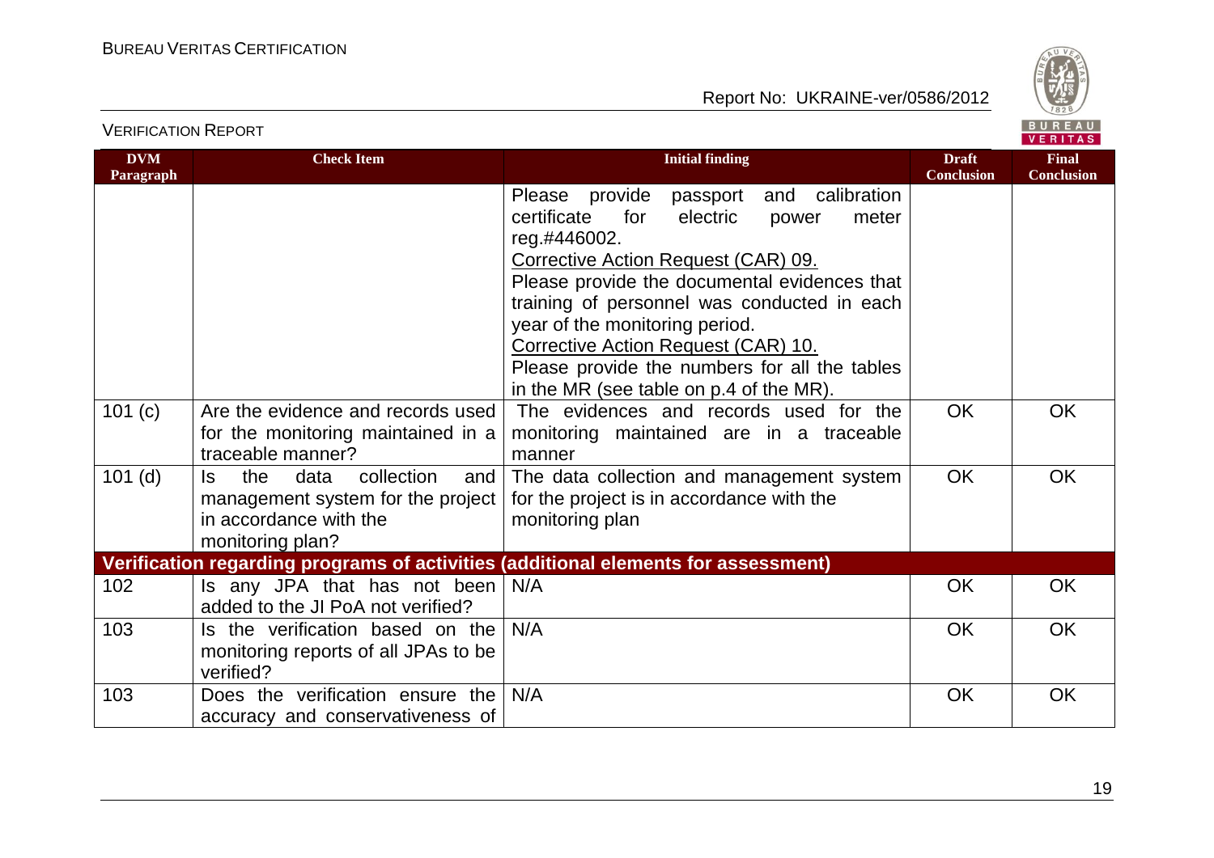| DVM Paragraph | Check Item | Initial finding | Draft Conclusion | Final Conclusion |
|---|---|---|---|---|
| | | Please provide passport and calibration certificate for electric power meter reg.#446002.<br>Corrective Action Request (CAR) 09.<br>Please provide the documental evidences that training of personnel was conducted in each year of the monitoring period.<br>Corrective Action Request (CAR) 10.<br>Please provide the numbers for all the tables in the MR (see table on p.4 of the MR). | | |
| 101 (c) | Are the evidence and records used for the monitoring maintained in a traceable manner? | The evidences and records used for the monitoring maintained are in a traceable manner | OK | OK |
| 101 (d) | Is the data collection and management system for the project in accordance with the monitoring plan? | The data collection and management system for the project is in accordance with the monitoring plan | OK | OK |
| **Verification regarding programs of activities (additional elements for assessment)** | | | | |
| 102 | Is any JPA that has not been added to the JI PoA not verified? | N/A | OK | OK |
| 103 | Is the verification based on the monitoring reports of all JPAs to be verified? | N/A | OK | OK |
| 103 | Does the verification ensure the accuracy and conservativeness of | N/A | OK | OK |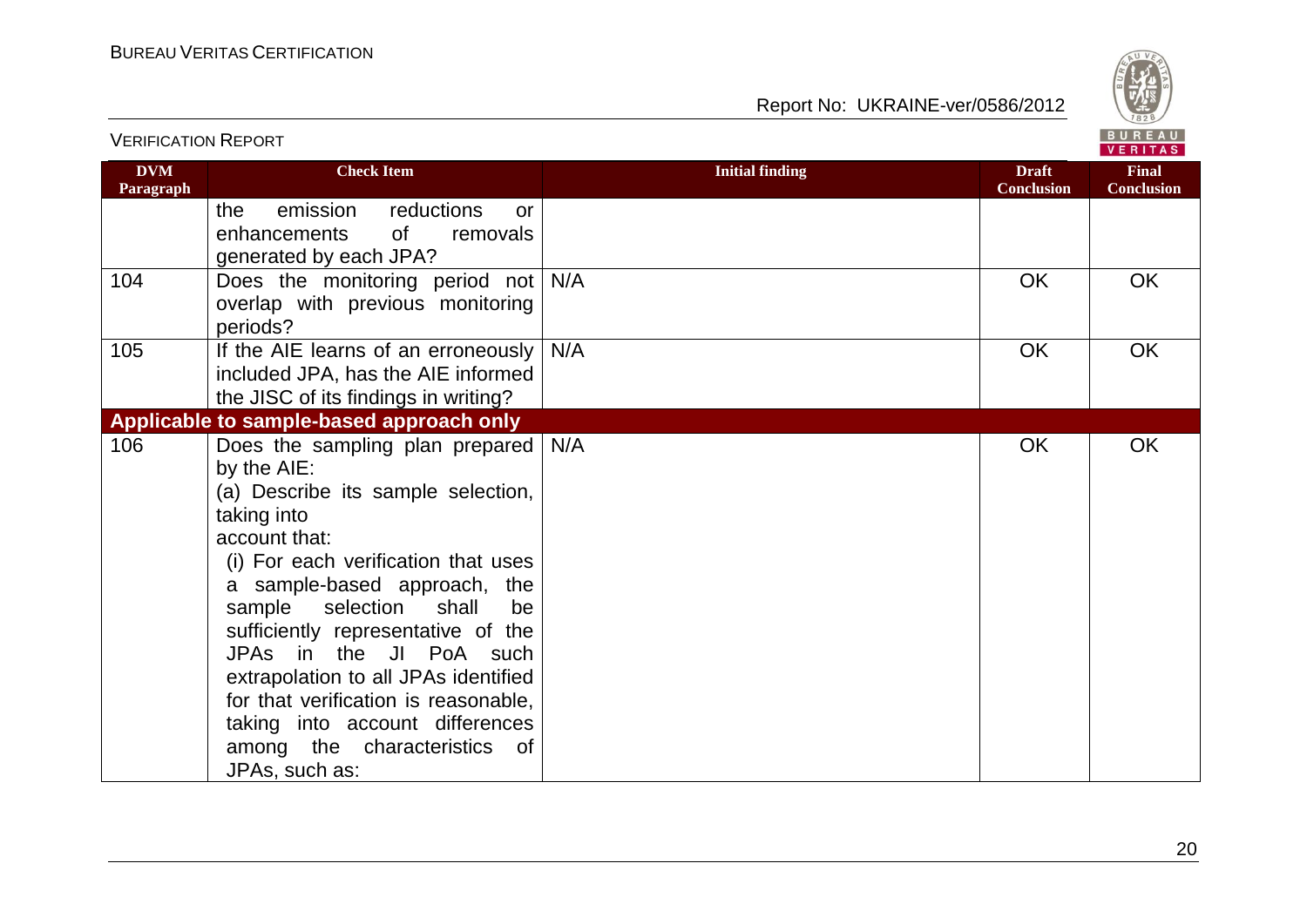| DVM Paragraph | Check Item | Initial finding | Draft Conclusion | Final Conclusion |
|---|---|---|---|---|
| | the emission reductions or enhancements of removals generated by each JPA? | | | |
| 104 | Does the monitoring period not overlap with previous monitoring periods? | N/A | OK | OK |
| 105 | If the AIE learns of an erroneously included JPA, has the AIE informed the JISC of its findings in writing? | N/A | OK | OK |
| **Applicable to sample-based approach only** | | | | |
| 106 | Does the sampling plan prepared by the AIE:<br>(a) Describe its sample selection, taking into account that:<br>(i) For each verification that uses a sample-based approach, the sample selection shall be sufficiently representative of the JPAs in the JI PoA such extrapolation to all JPAs identified for that verification is reasonable, taking into account differences among the characteristics of JPAs, such as: | N/A | OK | OK |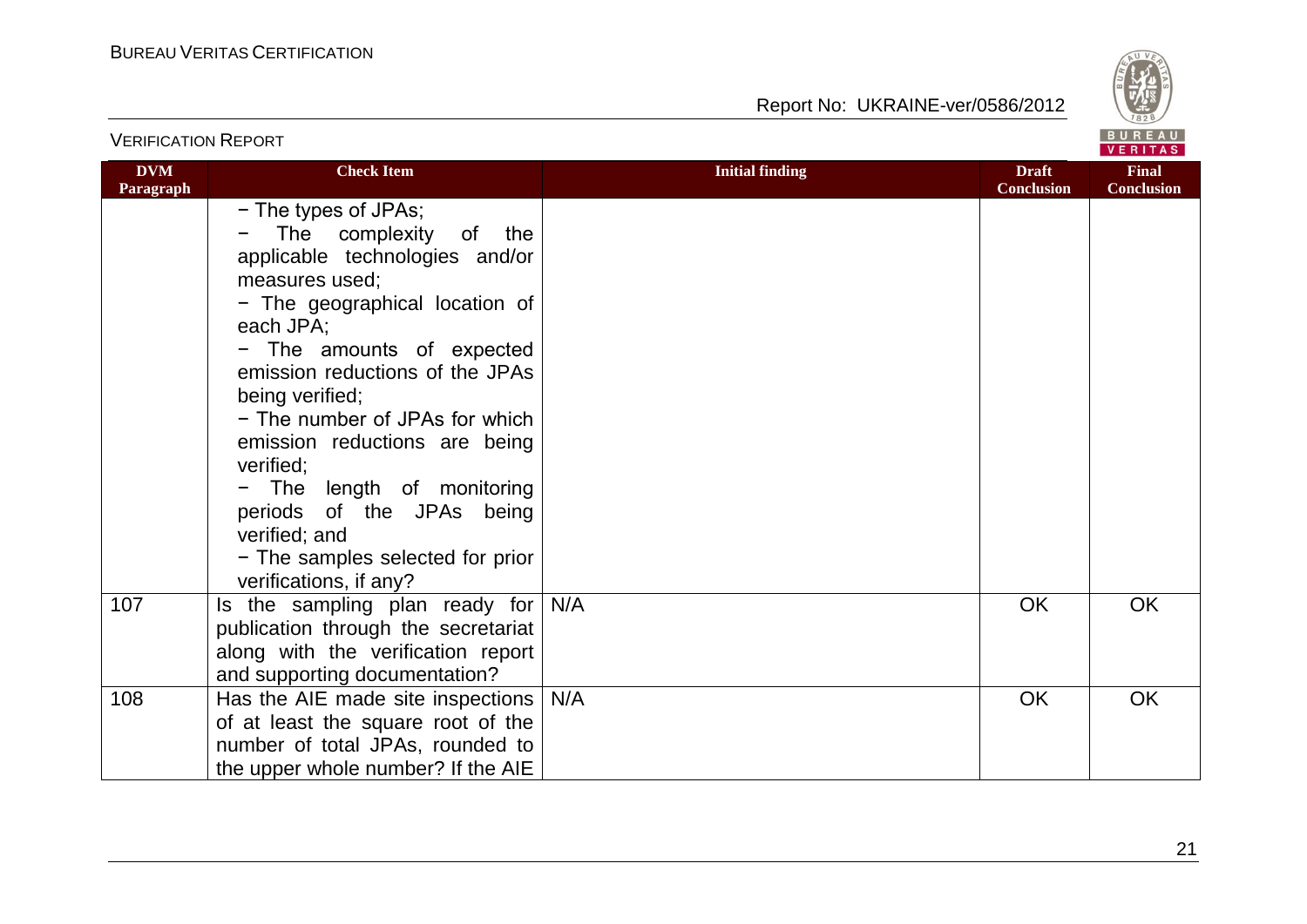| DVM Paragraph | Check Item | Initial finding | Draft Conclusion | Final Conclusion |
|---|---|---|---|---|
| | − The types of JPAs;<br>− The complexity of the applicable technologies and/or measures used;<br>− The geographical location of each JPA;<br>− The amounts of expected emission reductions of the JPAs being verified;<br>− The number of JPAs for which emission reductions are being verified;<br>− The length of monitoring periods of the JPAs being verified; and<br>− The samples selected for prior verifications, if any? | | | |
| 107 | Is the sampling plan ready for publication through the secretariat along with the verification report and supporting documentation? | N/A | OK | OK |
| 108 | Has the AIE made site inspections of at least the square root of the number of total JPAs, rounded to the upper whole number? If the AIE | N/A | OK | OK |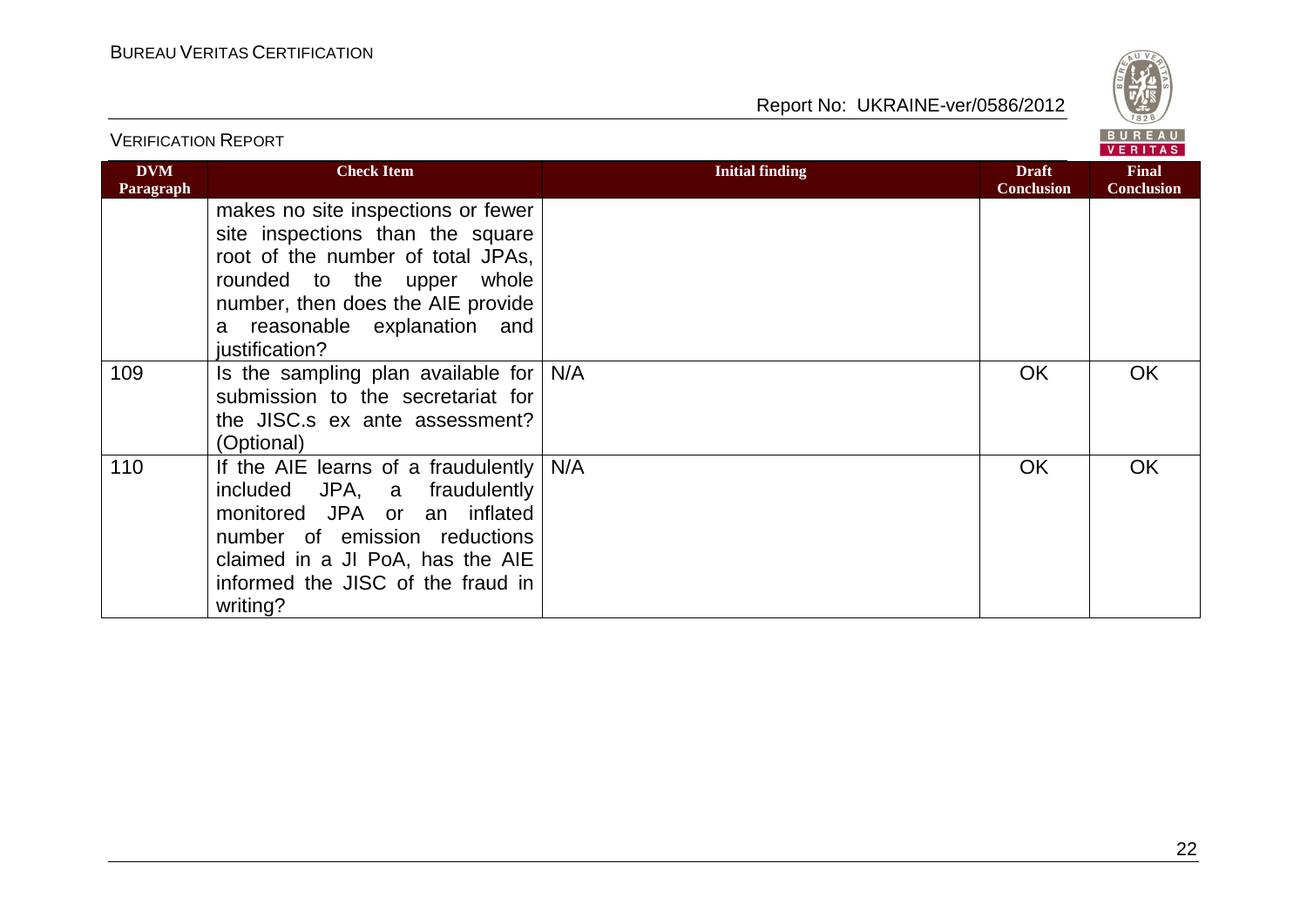VERIFICATION REPORT

| DVM Paragraph | Check Item | Initial finding | Draft Conclusion | Final Conclusion |
|---|---|---|---|---|
| | makes no site inspections or fewer site inspections than the square root of the number of total JPAs, rounded to the upper whole number, then does the AIE provide a reasonable explanation and justification? | | | |
| 109 | Is the sampling plan available for submission to the secretariat for the JISC.s ex ante assessment? (Optional) | N/A | OK | OK |
| 110 | If the AIE learns of a fraudulently included JPA, a fraudulently monitored JPA or an inflated number of emission reductions claimed in a JI PoA, has the AIE informed the JISC of the fraud in writing? | N/A | OK | OK |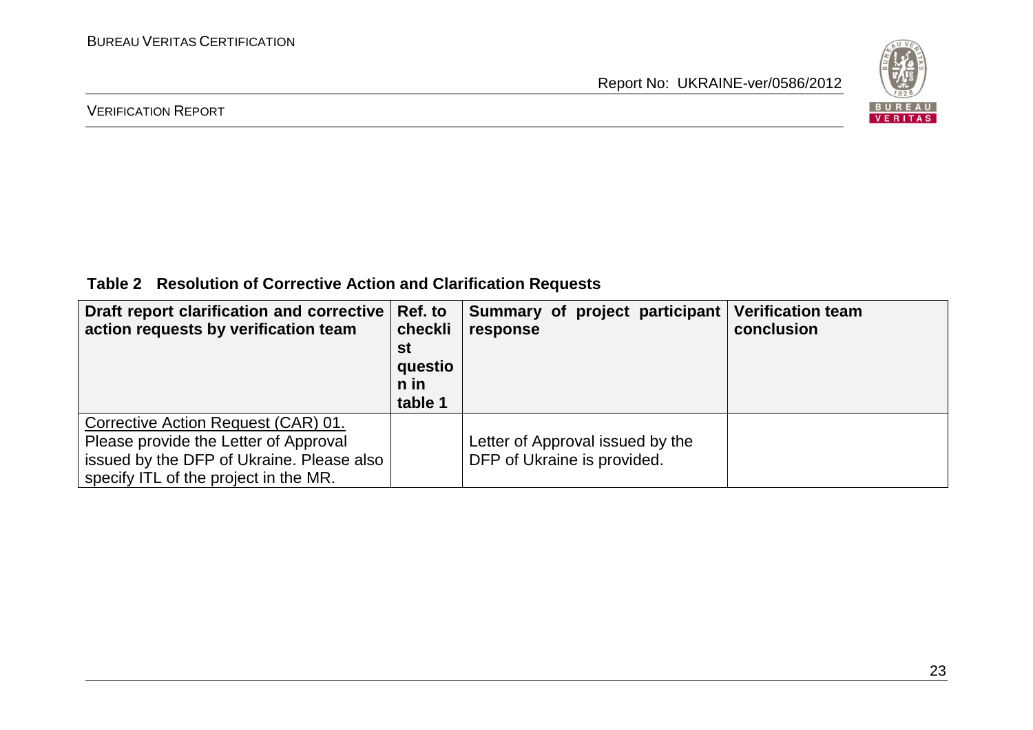**Table 2 Resolution of Corrective Action and Clarification Requests**

| Draft report clarification and corrective action requests by verification team | Ref. to checklist question in table 1 | Summary of project participant response | Verification team conclusion |
|---|---|---|---|
| Corrective Action Request (CAR) 01.<br>Please provide the Letter of Approval issued by the DFP of Ukraine. Please also specify ITL of the project in the MR. | | Letter of Approval issued by the DFP of Ukraine is provided. | |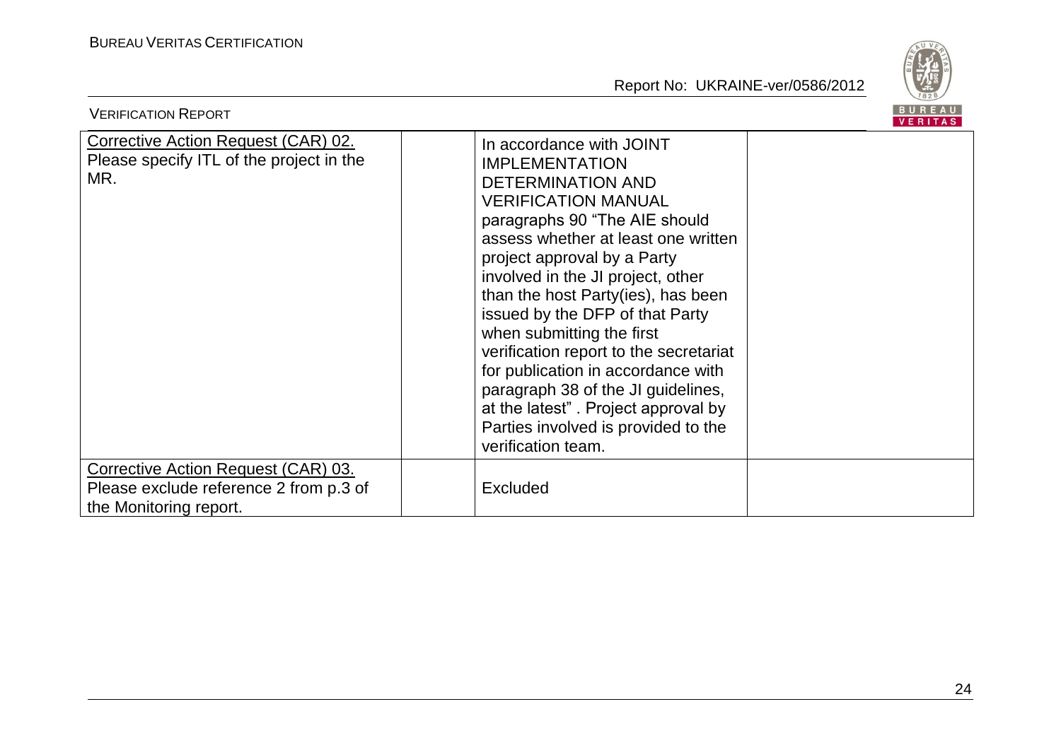| | | | |
|---|---|---|---|
| Corrective Action Request (CAR) 02. Please specify ITL of the project in the MR. | | In accordance with JOINT IMPLEMENTATION DETERMINATION AND VERIFICATION MANUAL paragraphs 90 "The AIE should assess whether at least one written project approval by a Party involved in the JI project, other than the host Party(ies), has been issued by the DFP of that Party when submitting the first verification report to the secretariat for publication in accordance with paragraph 38 of the JI guidelines, at the latest" . Project approval by Parties involved is provided to the verification team. | |
| Corrective Action Request (CAR) 03. Please exclude reference 2 from p.3 of the Monitoring report. | | Excluded | |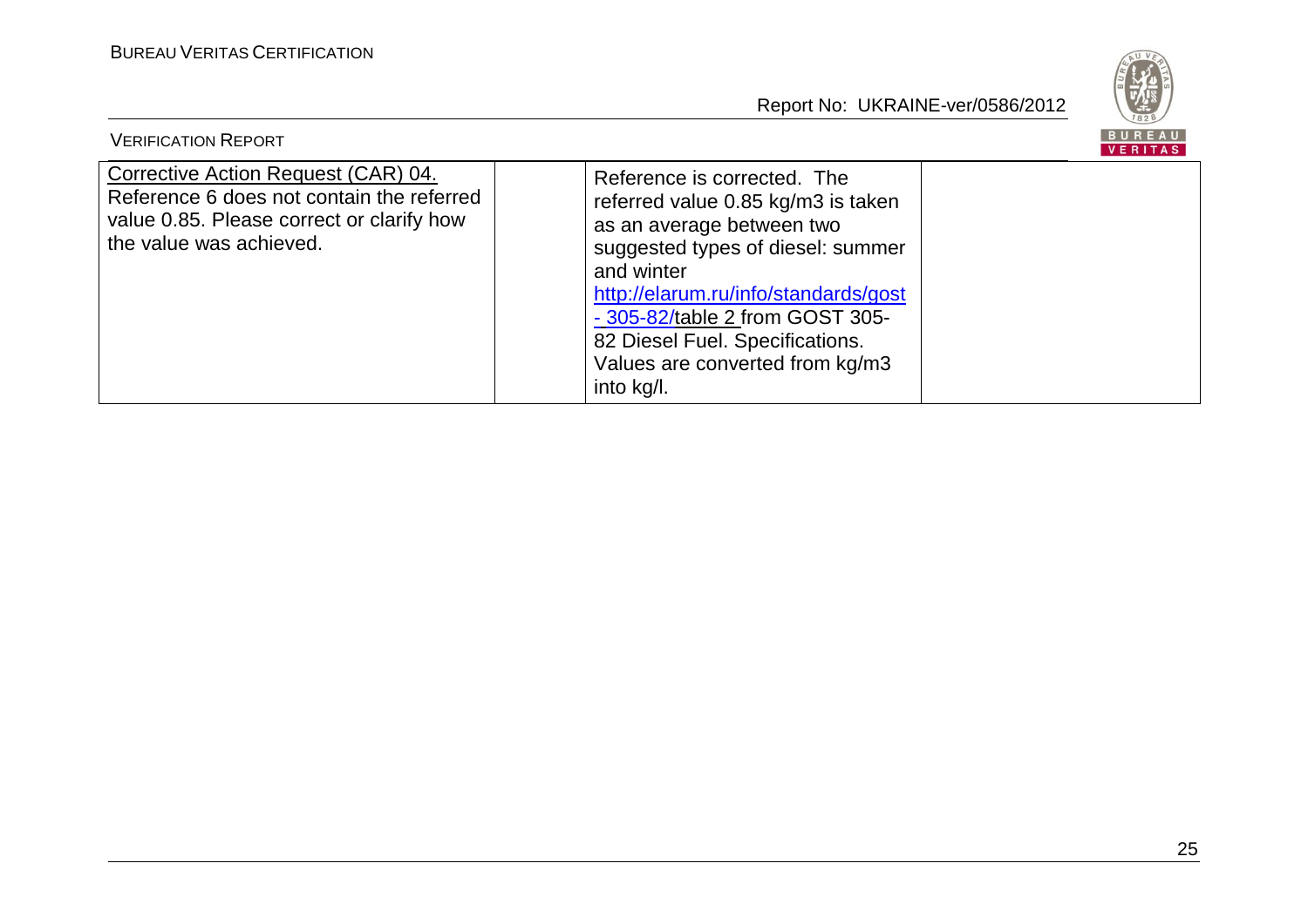| Corrective Action Request (CAR) 04. Reference 6 does not contain the referred value 0.85. Please correct or clarify how the value was achieved. | | Reference is corrected. The referred value 0.85 kg/m3 is taken as an average between two suggested types of diesel: summer and winter http://elarum.ru/info/standards/gost-305-82/table 2 from GOST 305-82 Diesel Fuel. Specifications. Values are converted from kg/m3 into kg/l. | |
|---|---|---|---|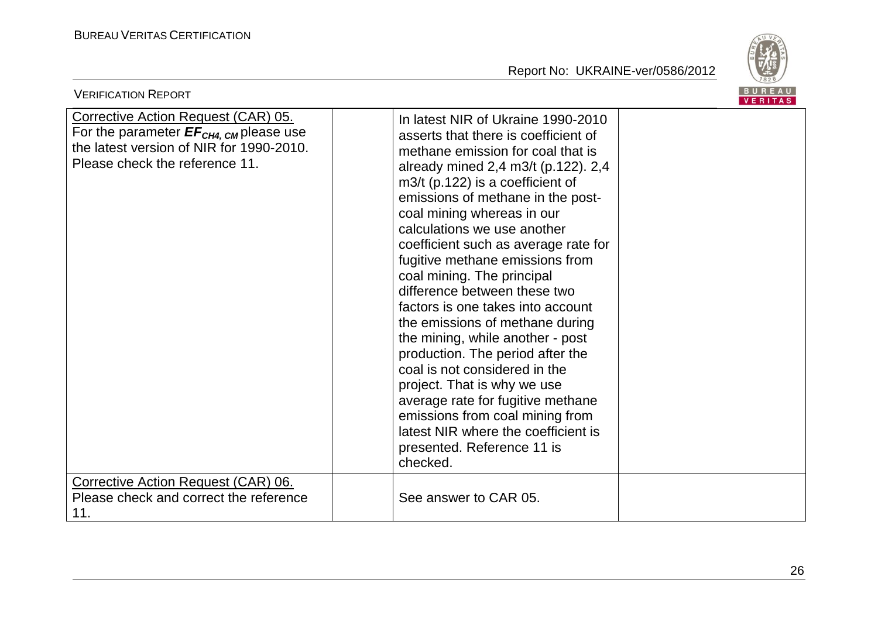| | | | |
|---|---|---|---|
| Corrective Action Request (CAR) 05.<br>For the parameter $EF_{CH4,\ CM}$ please use the latest version of NIR for 1990-2010. Please check the reference 11. | | In latest NIR of Ukraine 1990-2010 asserts that there is coefficient of methane emission for coal that is already mined 2,4 m3/t (p.122). 2,4 m3/t (p.122) is a coefficient of emissions of methane in the post-coal mining whereas in our calculations we use another coefficient such as average rate for fugitive methane emissions from coal mining. The principal difference between these two factors is one takes into account the emissions of methane during the mining, while another - post production. The period after the coal is not considered in the project. That is why we use average rate for fugitive methane emissions from coal mining from latest NIR where the coefficient is presented. Reference 11 is checked. | |
| Corrective Action Request (CAR) 06.<br>Please check and correct the reference 11. | | See answer to CAR 05. | |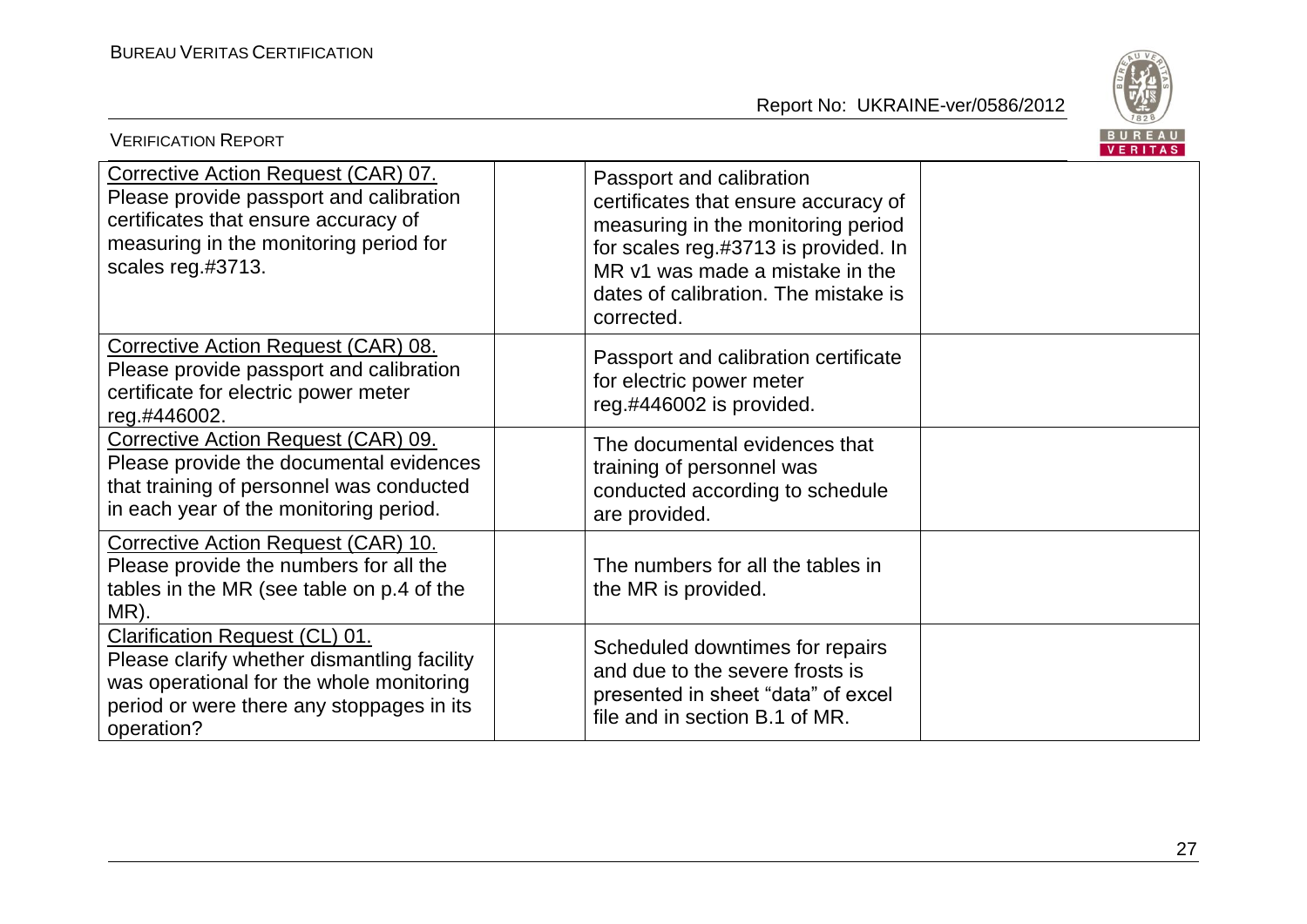| Corrective Action Request (CAR) 07. Please provide passport and calibration certificates that ensure accuracy of measuring in the monitoring period for scales reg.#3713. | | Passport and calibration certificates that ensure accuracy of measuring in the monitoring period for scales reg.#3713 is provided. In MR v1 was made a mistake in the dates of calibration. The mistake is corrected. | |
|---|---|---|---|
| Corrective Action Request (CAR) 08. Please provide passport and calibration certificate for electric power meter reg.#446002. | | Passport and calibration certificate for electric power meter reg.#446002 is provided. | |
| Corrective Action Request (CAR) 09. Please provide the documental evidences that training of personnel was conducted in each year of the monitoring period. | | The documental evidences that training of personnel was conducted according to schedule are provided. | |
| Corrective Action Request (CAR) 10. Please provide the numbers for all the tables in the MR (see table on p.4 of the MR). | | The numbers for all the tables in the MR is provided. | |
| Clarification Request (CL) 01. Please clarify whether dismantling facility was operational for the whole monitoring period or were there any stoppages in its operation? | | Scheduled downtimes for repairs and due to the severe frosts is presented in sheet "data" of excel file and in section B.1 of MR. | |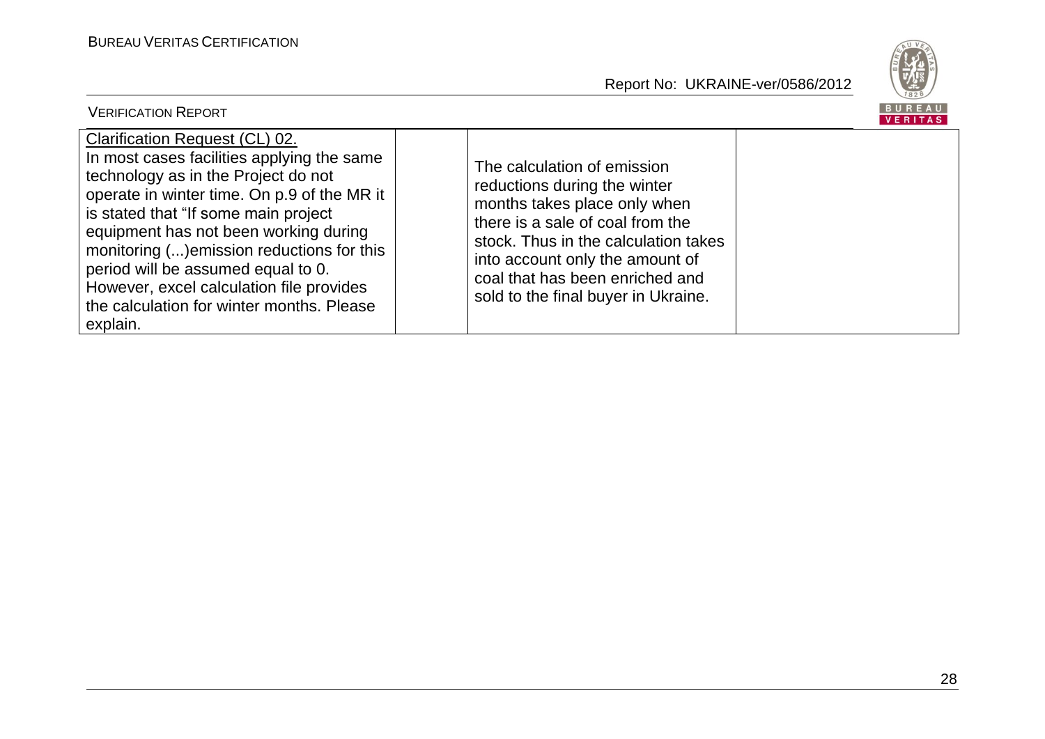| | | | |
|---|---|---|---|
| Clarification Request (CL) 02.<br>In most cases facilities applying the same technology as in the Project do not operate in winter time. On p.9 of the MR it is stated that "If some main project equipment has not been working during monitoring (...)emission reductions for this period will be assumed equal to 0. However, excel calculation file provides the calculation for winter months. Please explain. | | The calculation of emission reductions during the winter months takes place only when there is a sale of coal from the stock. Thus in the calculation takes into account only the amount of coal that has been enriched and sold to the final buyer in Ukraine. | |